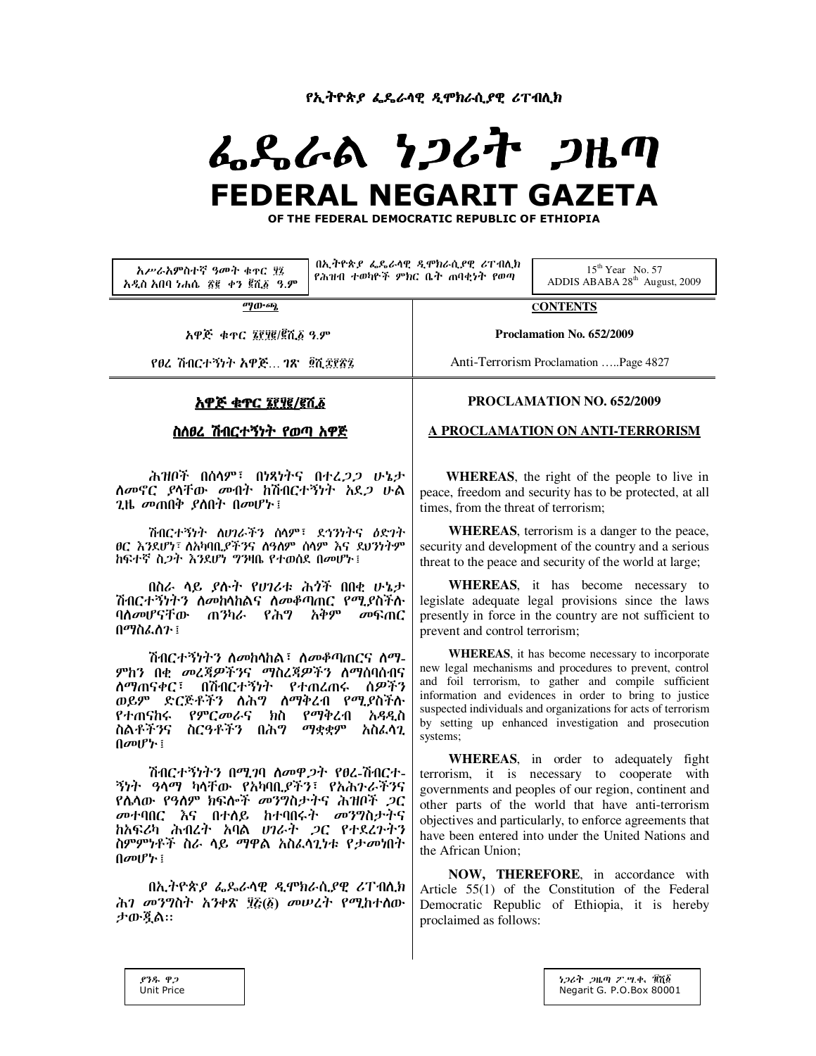የኢትዮጵያ ፌዴራላዊ ዲሞክራሲያዊ ሪፐብሊክ

# ፌዴራል ነጋሪት ጋዜጣ

# FEDERAL NEGARIT GAZETA

OF THE FEDERAL DEMOCRATIC REPUBLIC OF ETHIOPIA

| አሥራአምስተኛ ዓመት ቁጥር ፶፯ አዲስ አበባ ነሐሴ ፳፪ ቀን ፪ሺ፩ ዓ.ም | በኢትዮጵያ ፌዴራላዊ ዲሞክራሲያዊ ሪፐብሊክ የሕዝብ ተወካዮች ምክር ቤት ጠባቂነት የወጣ | 15[th] Year No. 57 ADDIS ABABA 28[th] August, 2009 |
|---|---|---|

| ማውጫ | CONTENTS |
|---|---|
| አዋጅ ቁጥር ፮፻፶፪/፪ሺ፩ ዓ.ም | Proclamation No. 652/2009 |
| የፀረ ሽብርተኝነት አዋጅ... ገጽ ፬ሺ፰፻፳፯ | Anti-Terrorism Proclamation .....Page 4827 |

## አዋጅ ቁጥር ፮፻፶፪/፪ሺ፩

## ስለፀረ ሽብርተኝነት የወጣ አዋጅ

ሕዝቦች በሰላም፣ በነጻነትና በተረጋጋ ሁኔታ ለመኖር ያላቸው መብት ከሽብርተኝነት አደጋ ሁል ጊዜ መጠበቅ ያለበት በመሆኑ፤

ሽብርተኝነት ለሀገራችን ሰላም፣ ደኅንነትና ዕድገት ፀር እንደሆነ፣ ለአካባቢያችንና ለዓለም ሰላም እና ደህንነትም ከፍተኛ ስጋት እንደሆነ ግንዛቤ የተወሰደ በመሆኑ፤

በስራ ላይ ያሉት የሀገሪቱ ሕጎች በበቂ ሁኔታ ሽብርተኝነትን ለመከላከልና ለመቆጣጠር የሚያስችሉ ባለመሆናቸው ጠንካራ የሕግ አቅም መፍጠር በማስፈለጉ፤

ሽብርተኝነትን ለመከላከል፣ ለመቆጣጠርና ለማ-ምከን በቂ መረጃዎችንና ማስረጃዎችን ለማሰባሰብና ለማጠናቀር፣ በሽብርተኝነት የተጠረጠሩ ሰዎችን ወይም ድርጅቶችን ለሕግ ለማቅረብ የሚያስችሉ የተጠናከሩ የምርመራና ክስ የማቅረብ አዳዲስ ስልቶችንና ስርዓቶችን በሕግ ማቋቋም አስፈላጊ በመሆኑ፤

ሽብርተኝነትን በሚገባ ለመዋጋት የፀረ-ሽብርተ-ኝነት ዓላማ ካላቸው የአካባቢያችን፣ የአሕጉራችንና የሌላው የዓለም ክፍሎች መንግስታትና ሕዝቦች ጋር መተባበር እና በተለይ ከተባበሩት መንግስታትና ከአፍሪካ ሕብረት አባል ሀገራት ጋር የተደረጉትን ስምምነቶች ስራ ላይ ማዋል አስፈላጊነቱ የታመነበት በመሆኑ፤

በኢትዮጵያ ፌዴራላዊ ዲሞክራሲያዊ ሪፐብሊክ ሕገ መንግስት አንቀጽ ፶፭(፩) መሠረት የሚከተለው ታውጇል።

## PROCLAMATION NO. 652/2009

## A PROCLAMATION ON ANTI-TERRORISM

**WHEREAS**, the right of the people to live in peace, freedom and security has to be protected, at all times, from the threat of terrorism;

**WHEREAS**, terrorism is a danger to the peace, security and development of the country and a serious threat to the peace and security of the world at large;

**WHEREAS**, it has become necessary to legislate adequate legal provisions since the laws presently in force in the country are not sufficient to prevent and control terrorism;

**WHEREAS**, it has become necessary to incorporate new legal mechanisms and procedures to prevent, control and foil terrorism, to gather and compile sufficient information and evidences in order to bring to justice suspected individuals and organizations for acts of terrorism by setting up enhanced investigation and prosecution systems;

**WHEREAS**, in order to adequately fight terrorism, it is necessary to cooperate with governments and peoples of our region, continent and other parts of the world that have anti-terrorism objectives and particularly, to enforce agreements that have been entered into under the United Nations and the African Union;

**NOW, THEREFORE**, in accordance with Article 55(1) of the Constitution of the Federal Democratic Republic of Ethiopia, it is hereby proclaimed as follows:

ያንዱ ዋጋ
Unit Price

ነጋሪት ጋዜጣ ፖ.ሣ.ቁ. ፹ሺ፩
Negarit G. P.O.Box 80001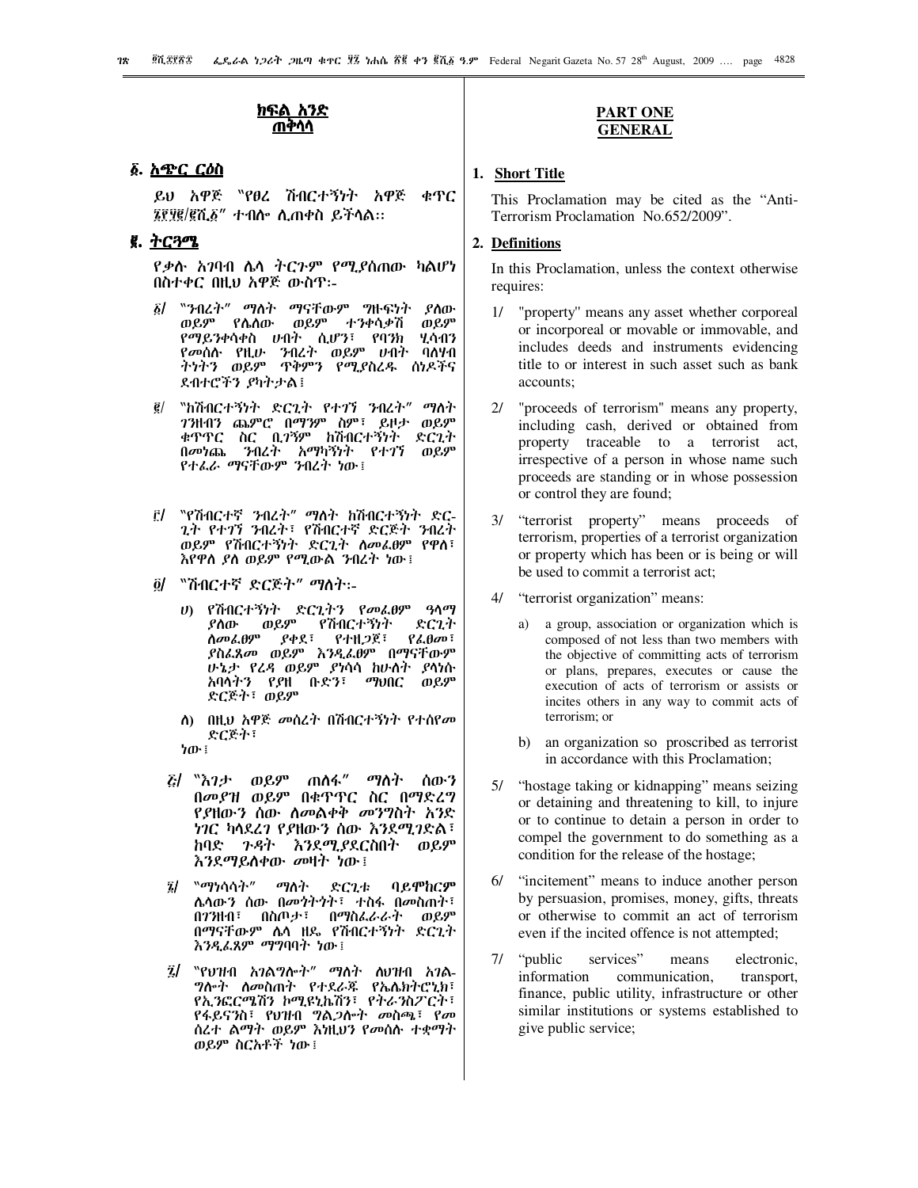## ክፍል አንድ
## ጠቅላላ

### ፩. አጭር ርዕስ

ይህ አዋጅ "የፀረ ሽብርተኝነት አዋጅ ቁጥር ፮፻፶፪/፪ሺ፩" ተብሎ ሊጠቀስ ይችላል፡፡

### ፪. ትርጓሜ

የቃሉ አገባብ ሌላ ትርጉም የሚያሰጠው ካልሆነ በስተቀር በዚህ አዋጅ ውስጥ፡-

፩/ "ንብረት" ማለት ማናቸውም ግዙፍነት ያለው ወይም የሌለው ወይም ተንቀሳቃሽ ወይም የማይንቀሳቀስ ሀብት ሲሆን፣ የባንክ ሂሳብን የመሰሉ የዚሁ ንብረት ወይም ሀብት ባለሃብ ትነትን ወይም ጥቅምን የሚያስረዱ ሰነዶችና ደብተሮችን ያካትታል፤

፪/ "ከሽብርተኝነት ድርጊት የተገኘ ንብረት" ማለት ገንዘብን ጨምሮ በማንም ስም፣ ይዞታ ወይም ቁጥጥር ስር ቢገኝም ከሽብርተኝነት ድርጊት በመነጨ ንብረት አማካኝነት የተገኘ ወይም የተፈራ ማናቸውም ንብረት ነው፤

፫/ "የሽብርተኛ ንብረት" ማለት ከሽብርተኝነት ድርጊት የተገኘ ንብረት፣ የሽብርተኛ ድርጅት ንብረት ወይም የሽብርተኝነት ድርጊት ለመፈፀም የዋለ፣ እየዋለ ያለ ወይም የሚውል ንብረት ነው፤

፬/ "ሽብርተኛ ድርጅት" ማለት፡-

ሀ) የሽብርተኝነት ድርጊትን የመፈፀም ዓላማ ያለው ወይም የሽብርተኝነት ድርጊት ለመፈፀም ያቀደ፣ የተዘጋጀ፣ የፈፀመ፣ ያስፈጸመ ወይም እንዲፈፀም በማናቸውም ሁኔታ የረዳ ወይም ያነሳሳ ከሁለት ያላነሱ አባላትን የያዘ ቡድን፣ ማህበር ወይም ድርጅት፣ ወይም

ለ) በዚህ አዋጅ መሰረት በሽብርተኝነት የተሰየመ ድርጅት፣

ነው፤

፭/ "እገታ ወይም ጠለፋ" ማለት ሰውን በመያዝ ወይም በቁጥጥር ስር በማድረግ የያዘውን ሰው ለመልቀቅ መንግስት አንድ ነገር ካላደረገ የያዘውን ሰው እንደሚገድል፣ ከባድ ጉዳት እንደሚያደርስበት ወይም እንደማይለቀው መዛት ነው፤

፮/ "ማነሳሳት" ማለት ድርጊቱ ባይሞከርም ሌላውን ሰው በመጎትጎት፣ ተስፋ በመስጠት፣ በገንዘብ፣ በስጦታ፣ በማስፈራራት ወይም በማናቸውም ሌላ ዘዴ የሽብርተኝነት ድርጊት እንዲፈጸም ማግባባት ነው፤

፯/ "የህዝብ አገልግሎት" ማለት ለህዝብ አገልግሎት ለመስጠት የተደራጁ የኤሌክትሮኒክ፣ የኢንፎርሜሽን ኮሚዩኒኬሽን፣ የትራንስፖርት፣ የፋይናንስ፣ የህዝብ ግልጋሎት መስጫ፣ የመሰረተ ልማት ወይም እነዚህን የመሰሉ ተቋማት ወይም ስርአቶች ነው፤

## PART ONE
## GENERAL

### 1. Short Title

This Proclamation may be cited as the "Anti-Terrorism Proclamation No.652/2009".

### 2. Definitions

In this Proclamation, unless the context otherwise requires:

1/ "property" means any asset whether corporeal or incorporeal or movable or immovable, and includes deeds and instruments evidencing title to or interest in such asset such as bank accounts;

2/ "proceeds of terrorism" means any property, including cash, derived or obtained from property traceable to a terrorist act, irrespective of a person in whose name such proceeds are standing or in whose possession or control they are found;

3/ "terrorist property" means proceeds of terrorism, properties of a terrorist organization or property which has been or is being or will be used to commit a terrorist act;

4/ "terrorist organization" means:

a) a group, association or organization which is composed of not less than two members with the objective of committing acts of terrorism or plans, prepares, executes or cause the execution of acts of terrorism or assists or incites others in any way to commit acts of terrorism; or

b) an organization so proscribed as terrorist in accordance with this Proclamation;

5/ "hostage taking or kidnapping" means seizing or detaining and threatening to kill, to injure or to continue to detain a person in order to compel the government to do something as a condition for the release of the hostage;

6/ "incitement" means to induce another person by persuasion, promises, money, gifts, threats or otherwise to commit an act of terrorism even if the incited offence is not attempted;

7/ "public services" means electronic, information communication, transport, finance, public utility, infrastructure or other similar institutions or systems established to give public service;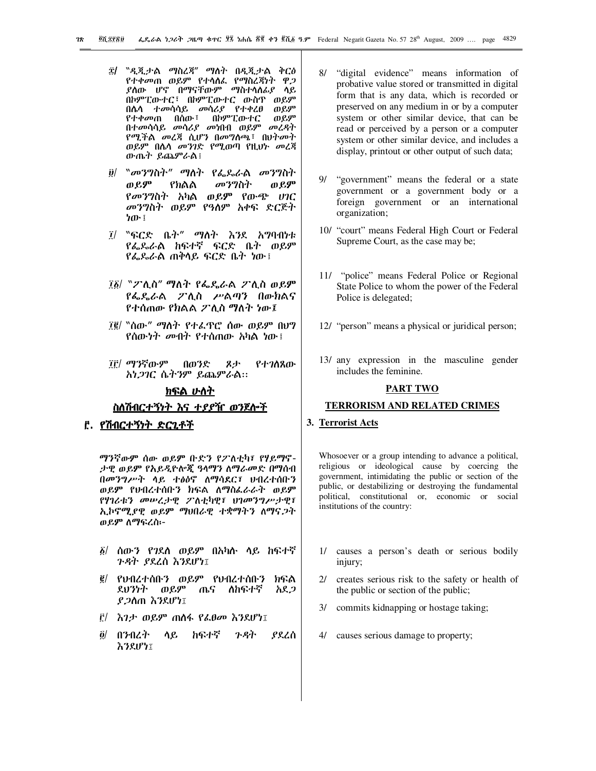፰/ "ዲጂታል ማስረጃ" ማለት በዲጂታል ቅርፅ የተቀመጠ ወይም የተላለፈ የማስረጃነት ዋጋ ያለው ሆኖ በማናቸውም ማስተላለፊያ ላይ በኮምፒውተር፣ በኮምፒውተር ውስጥ ወይም በሌላ ተመሳሳይ መሳሪያ የተቀረፀ ወይም የተቀመጠ በሰው፣ በኮምፒውተር ወይም በተመሳሳይ መሳሪያ መነበብ ወይም መረዳት የሚችል መረጃ ሲሆን በመግለጫ፣ በህትመት ወይም በሌላ መንገድ የሚወጣ የዚህኑ መረጃ ውጤት ይጨምራል፤

፱/ "መንግስት" ማለት የፌዴራል መንግስት ወይም የክልል መንግስት ወይም የመንግስት አካል ወይም የውጭ ሀገር መንግስት ወይም የዓለም አቀፍ ድርጅት ነው፤

፲/ "ፍርድ ቤት" ማለት እንደ አግባብነቱ የፌዴራል ከፍተኛ ፍርድ ቤት ወይም የፌዴራል ጠቅላይ ፍርድ ቤት ነው፤

፲፩/ "ፖሊስ" ማለት የፌዴራል ፖሊስ ወይም የፌዴራል ፖሊስ ሥልጣን በውክልና የተሰጠው የክልል ፖሊስ ማለት ነው፤

፲፪/ "ሰው" ማለት የተፈጥሮ ሰው ወይም በህግ የሰውነት መብት የተሰጠው አካል ነው፤

፲፫/ ማንኛውም በወንድ ጾታ የተገለጸው አነጋገር ሴትንም ይጨምራል።

## ክፍል ሁለት

## ስለሽብርተኝነት እና ተያያዥ ወንጀሎች

### ፫. የሽብርተኝነት ድርጊቶች

ማንኛውም ሰው ወይም ቡድን የፖለቲካ፣ የሃይማኖታዊ ወይም የአይዲዮሎጂ ዓላማን ለማራመድ በማሰብ በመንግሥት ላይ ተፅዕኖ ለማሳደር፣ ህብረተሰቡን ወይም የህብረተሰቡን ክፍል ለማስፈራራት ወይም የሃገሪቱን መሠረታዊ ፖለቲካዊ፣ ህገመንግሥታዊ፣ ኢኮኖሚያዊ ወይም ማህበራዊ ተቋማትን ለማናጋት ወይም ለማፍረስ፦

፩/ ሰውን የገደለ ወይም በአካሉ ላይ ከፍተኛ ጉዳት ያደረሰ እንደሆነ፤

፪/ የህብረተሰቡን ወይም የህብረተሰቡን ክፍል ደህንነት ወይም ጤና ለከፍተኛ አደጋ ያጋለጠ እንደሆነ፤

፫/ እገታ ወይም ጠለፋ የፈፀመ እንደሆነ፤

፬/ በንብረት ላይ ከፍተኛ ጉዳት ያደረሰ እንደሆነ፤

8/ "digital evidence" means information of probative value stored or transmitted in digital form that is any data, which is recorded or preserved on any medium in or by a computer system or other similar device, that can be read or perceived by a person or a computer system or other similar device, and includes a display, printout or other output of such data;

9/ "government" means the federal or a state government or a government body or a foreign government or an international organization;

10/ "court" means Federal High Court or Federal Supreme Court, as the case may be;

11/ "police" means Federal Police or Regional State Police to whom the power of the Federal Police is delegated;

12/ "person" means a physical or juridical person;

13/ any expression in the masculine gender includes the feminine.

## PART TWO

## TERRORISM AND RELATED CRIMES

### 3. Terrorist Acts

Whosoever or a group intending to advance a political, religious or ideological cause by coercing the government, intimidating the public or section of the public, or destabilizing or destroying the fundamental political, constitutional or, economic or social institutions of the country:

1/ causes a person's death or serious bodily injury;

2/ creates serious risk to the safety or health of the public or section of the public;

3/ commits kidnapping or hostage taking;

4/ causes serious damage to property;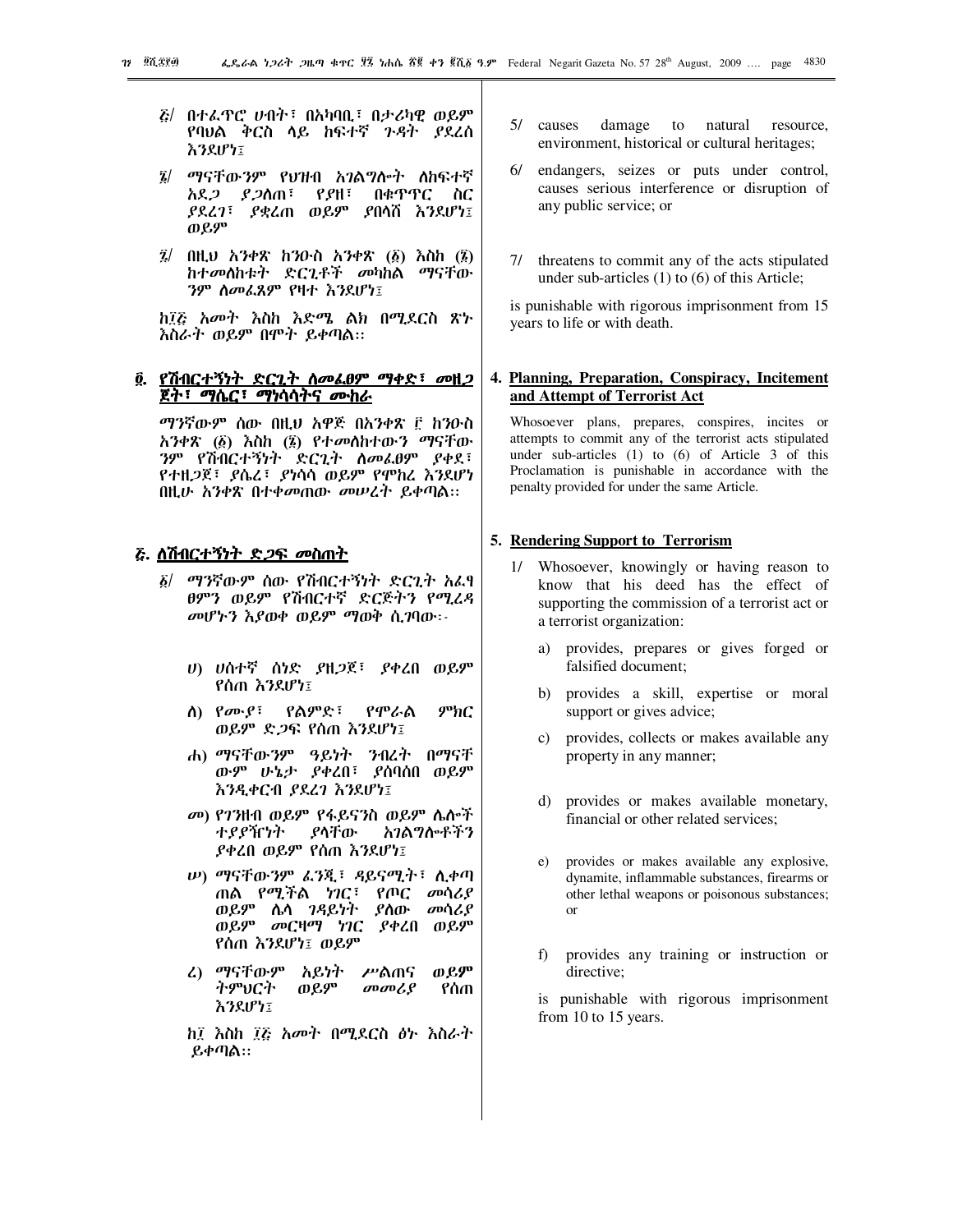፭/ በተፈጥሮ ሀብት፣ በአካባቢ፣ በታሪካዊ ወይም የባህል ቅርስ ላይ ከፍተኛ ጉዳት ያደረሰ እንደሆነ፤

፮/ ማናቸውንም የህዝብ አገልግሎት ለከፍተኛ አደጋ ያጋለጠ፣ የያዘ፣ በቁጥጥር ስር ያደረገ፣ ያቋረጠ ወይም ያበላሸ እንደሆነ፤ ወይም

፯/ በዚህ አንቀጽ ከንዑስ አንቀጽ (፩) እስከ (፮) ከተመለከቱት ድርጊቶች መካከል ማናቸውንም ለመፈጸም የዛተ እንደሆነ፤

ከ፲፭ አመት እስከ እድሜ ልክ በሚደርስ ጽኑ እስራት ወይም በሞት ይቀጣል፡፡

## ፬. የሽብርተኝነት ድርጊት ለመፈፀም ማቀድ፣ መዘጋጀት፣ ማሴር፣ ማነሳሳትና ሙከራ

ማንኛውም ሰው በዚህ አዋጅ በአንቀጽ ፫ ከንዑስ አንቀጽ (፩) እስከ (፮) የተመለከተውን ማናቸውንም የሽብርተኝነት ድርጊት ለመፈፀም ያቀደ፣ የተዘጋጀ፣ ያሴረ፣ ያነሳሳ ወይም የሞከረ እንደሆነ በዚሁ አንቀጽ በተቀመጠው መሠረት ይቀጣል፡፡

## ፭. ለሽብርተኝነት ድጋፍ መስጠት

፩/ ማንኛውም ሰው የሽብርተኝነት ድርጊት አፈፃፀምን ወይም የሽብርተኛ ድርጅትን የሚረዳ መሆኑን እያወቀ ወይም ማወቅ ሲገባው፡-

ሀ) ሀሰተኛ ሰነድ ያዘጋጀ፣ ያቀረበ ወይም የሰጠ እንደሆነ፤

ለ) የሙያ፣ የልምድ፣ የሞራል ምክር ወይም ድጋፍ የሰጠ እንደሆነ፤

ሐ) ማናቸውንም ዓይነት ንብረት በማናቸውም ሁኔታ ያቀረበ፣ ያሰባሰበ ወይም እንዲቀርብ ያደረገ እንደሆነ፤

መ) የገንዘብ ወይም የፋይናንስ ወይም ሌሎች ተያያዥነት ያላቸው አገልግሎቶችን ያቀረበ ወይም የሰጠ እንደሆነ፤

ሠ) ማናቸውንም ፈንጂ፣ ዳይናሚት፣ ሊቀጣጠል የሚችል ነገር፣ የጦር መሳሪያ ወይም ሌላ ገዳይነት ያለው መሳሪያ ወይም መርዛማ ነገር ያቀረበ ወይም የሰጠ እንደሆነ፤ ወይም

ረ) ማናቸውም አይነት ሥልጠና ወይም ትምህርት ወይም መመሪያ የሰጠ እንደሆነ፤

ከ፲ እስከ ፲፭ አመት በሚደርስ ፅኑ እስራት ይቀጣል፡፡

5/ causes damage to natural resource, environment, historical or cultural heritages;

6/ endangers, seizes or puts under control, causes serious interference or disruption of any public service; or

7/ threatens to commit any of the acts stipulated under sub-articles (1) to (6) of this Article;

is punishable with rigorous imprisonment from 15 years to life or with death.

## 4. Planning, Preparation, Conspiracy, Incitement and Attempt of Terrorist Act

Whosoever plans, prepares, conspires, incites or attempts to commit any of the terrorist acts stipulated under sub-articles (1) to (6) of Article 3 of this Proclamation is punishable in accordance with the penalty provided for under the same Article.

## 5. Rendering Support to Terrorism

1/ Whosoever, knowingly or having reason to know that his deed has the effect of supporting the commission of a terrorist act or a terrorist organization:

a) provides, prepares or gives forged or falsified document;

b) provides a skill, expertise or moral support or gives advice;

c) provides, collects or makes available any property in any manner;

d) provides or makes available monetary, financial or other related services;

e) provides or makes available any explosive, dynamite, inflammable substances, firearms or other lethal weapons or poisonous substances; or

f) provides any training or instruction or directive;

is punishable with rigorous imprisonment from 10 to 15 years.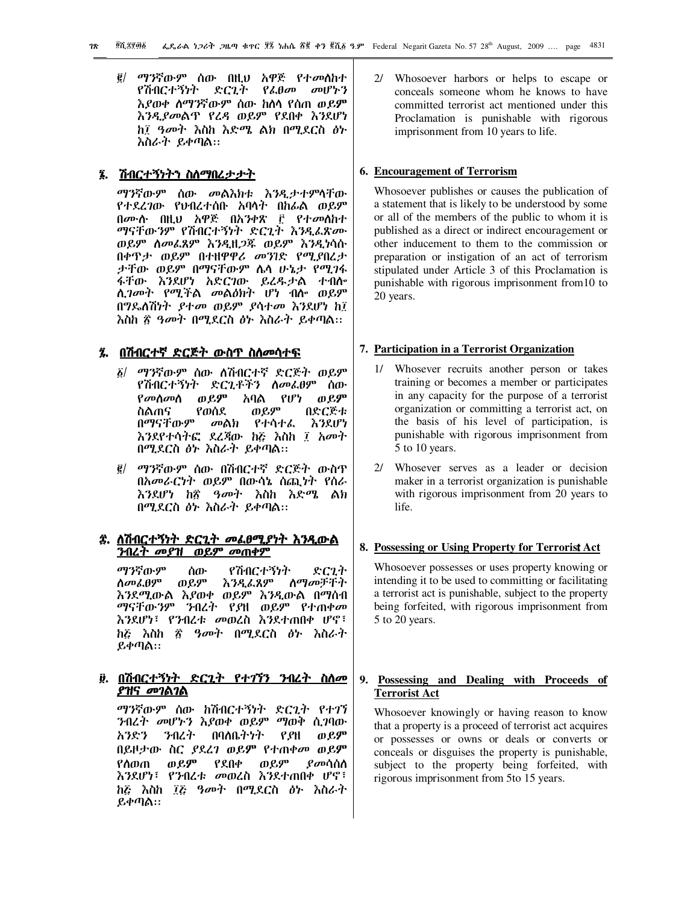፪/ ማንኛውም ሰው በዚህ አዋጅ የተመለከተ የሽብርተኝነት ድርጊት የፈፀመ መሆኑን እያወቀ ለማንኛውም ሰው ከለላ የሰጠ ወይም እንዲያመልጥ የረዳ ወይም የደበቀ እንደሆነ ከ፲ ዓመት እስከ እድሜ ልክ በሚደርስ ፅኑ እስራት ይቀጣል።

## ፮. ሽብርተኝነትን ስለማበረታታት

ማንኛውም ሰው መልእክቱ እንዲታተምላቸው የተደረገው የህብረተሰቡ አባላት በከፊል ወይም በሙሉ በዚህ አዋጅ በአንቀጽ ፫ የተመለከተ ማናቸውንም የሽብርተኝነት ድርጊት እንዲፈጽሙ ወይም ለመፈጸም እንዲዘጋጁ ወይም እንዲነሳሱ በቀጥታ ወይም በተዘዋዋሪ መንገድ የሚያበረታታቸው ወይም በማናቸውም ሌላ ሁኔታ የሚገፋፋቸው እንደሆነ አድርገው ይረዱታል ተብሎ ሊገመት የሚችል መልዕክት ሆነ ብሎ ወይም በግዴለሽነት ያተመ ወይም ያሳተመ እንደሆነ ከ፲ እስከ ፳ ዓመት በሚደርስ ፅኑ እስራት ይቀጣል።

## ፯. በሽብርተኛ ድርጅት ውስጥ ስለመሳተፍ

፩/ ማንኛውም ሰው ለሽብርተኛ ድርጅት ወይም የሽብርተኝነት ድርጊቶችን ለመፈፀም ሰው የመለመለ ወይም አባል የሆነ ወይም ስልጠና የወሰደ ወይም በድርጅቱ በማናቸውም መልክ የተሳተፈ እንደሆነ እንደየተሳትፎ ደረጃው ከ፭ እስከ ፲ አመት በሚደርስ ፅኑ እስራት ይቀጣል።

፪/ ማንኛውም ሰው በሽብርተኛ ድርጅት ውስጥ በአመራርነት ወይም በውሳኔ ሰጪነት የሰራ እንደሆነ ከ፳ ዓመት እስከ እድሜ ልክ በሚደርስ ፅኑ እስራት ይቀጣል።

## ፰. ለሽብርተኝነት ድርጊት መፈፀሚያነት እንዲውል ንብረት መያዝ ወይም መጠቀም

ማንኛውም ሰው የሽብርተኝነት ድርጊት ለመፈፀም ወይም እንዲፈጸም ለማመቻቸት እንደሚውል እያወቀ ወይም እንዲውል በማሰብ ማናቸውንም ንብረት የያዘ ወይም የተጠቀመ እንደሆነ፣ የንብረቱ መወረስ እንደተጠበቀ ሆኖ፣ ከ፭ እስከ ፳ ዓመት በሚደርስ ፅኑ እስራት ይቀጣል።

## ፱. በሽብርተኝነት ድርጊት የተገኘን ንብረት ስለመያዝና መገልገል

ማንኛውም ሰው ከሽብርተኝነት ድርጊት የተገኘ ንብረት መሆኑን እያወቀ ወይም ማወቅ ሲገባው አንድን ንብረት በባለቤትነት የያዘ ወይም በይዞታው ስር ያደረገ ወይም የተጠቀመ ወይም የለወጠ ወይም የደበቀ ወይም ያመሳሰለ እንደሆነ፣ የንብረቱ መወረስ እንደተጠበቀ ሆኖ፣ ከ፭ እስከ ፲፭ ዓመት በሚደርስ ፅኑ እስራት ይቀጣል።

2/ Whosoever harbors or helps to escape or conceals someone whom he knows to have committed terrorist act mentioned under this Proclamation is punishable with rigorous imprisonment from 10 years to life.

## 6. Encouragement of Terrorism

Whosoever publishes or causes the publication of a statement that is likely to be understood by some or all of the members of the public to whom it is published as a direct or indirect encouragement or other inducement to them to the commission or preparation or instigation of an act of terrorism stipulated under Article 3 of this Proclamation is punishable with rigorous imprisonment from10 to 20 years.

## 7. Participation in a Terrorist Organization

1/ Whosever recruits another person or takes training or becomes a member or participates in any capacity for the purpose of a terrorist organization or committing a terrorist act, on the basis of his level of participation, is punishable with rigorous imprisonment from 5 to 10 years.

2/ Whosever serves as a leader or decision maker in a terrorist organization is punishable with rigorous imprisonment from 20 years to life.

## 8. Possessing or Using Property for Terrorist Act

Whosoever possesses or uses property knowing or intending it to be used to committing or facilitating a terrorist act is punishable, subject to the property being forfeited, with rigorous imprisonment from 5 to 20 years.

## 9. Possessing and Dealing with Proceeds of Terrorist Act

Whosoever knowingly or having reason to know that a property is a proceed of terrorist act acquires or possesses or owns or deals or converts or conceals or disguises the property is punishable, subject to the property being forfeited, with rigorous imprisonment from 5to 15 years.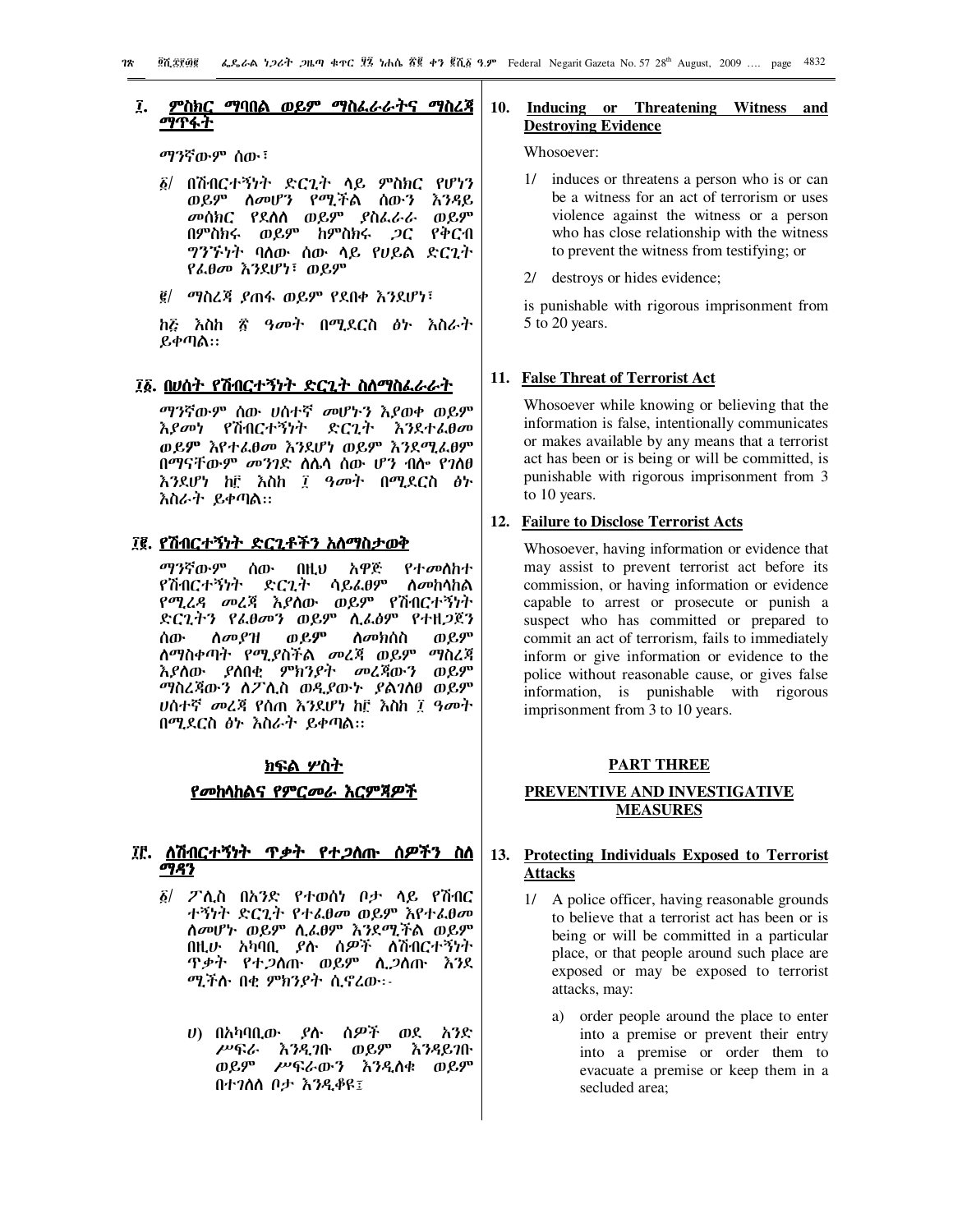## ፲. ምስክር ማባበል ወይም ማስፈራራትና ማስረጃ ማጥፋት

ማንኛውም ሰው፣

፩/ በሽብርተኝነት ድርጊት ላይ ምስክር የሆነን ወይም ለመሆን የሚችል ሰውን እንዳይ መሰክር የደለለ ወይም ያስፈራራ ወይም በምስክሩ ወይም ከምስክሩ ጋር የቅርብ ግንኙነት ባለው ሰው ላይ የሀይል ድርጊት የፈፀመ እንደሆነ፣ ወይም

፪/ ማስረጃ ያጠፋ ወይም የደበቀ እንደሆነ፣

ከ፭ እስከ ፳ ዓመት በሚደርስ ፅኑ እስራት ይቀጣል።

## ፲፩. በሀሰት የሽብርተኝነት ድርጊት ስለማስፈራራት

ማንኛውም ሰው ሀሰተኛ መሆኑን እያወቀ ወይም እያመነ የሽብርተኝነት ድርጊት እንደተፈፀመ ወይም እየተፈፀመ እንደሆነ ወይም እንደሚፈፀም በማናቸውም መንገድ ለሌላ ሰው ሆን ብሎ የገለፀ እንደሆነ ከ፫ እስከ ፲ ዓመት በሚደርስ ፅኑ እስራት ይቀጣል።

## ፲፪. የሽብርተኝነት ድርጊቶችን አለማስታወቅ

ማንኛውም ሰው በዚህ አዋጅ የተመለከተ የሽብርተኝነት ድርጊት ሳይፈፀም ለመከላከል የሚረዳ መረጃ እያለው ወይም የሽብርተኝነት ድርጊትን የፈፀመን ወይም ሊፈፅም የተዘጋጀን ሰው ለመያዝ ወይም ለመክሰስ ወይም ለማስቀጣት የሚያስችል መረጃ ወይም ማስረጃ እያለው ያለበቂ ምክንያት መረጃውን ወይም ማስረጃውን ለፖሊስ ወዲያውኑ ያልገለፀ ወይም ሀሰተኛ መረጃ የሰጠ እንደሆነ ከ፫ እስከ ፲ ዓመት በሚደርስ ፅኑ እስራት ይቀጣል።

# ክፍል ሦስት

## የመከላከልና የምርመራ እርምጃዎች

## ፲፫. ለሽብርተኝነት ጥቃት የተጋለጡ ሰዎችን ስለ ማዳን

፩/ ፖሊስ በአንድ የተወሰነ ቦታ ላይ የሽብር ተኝነት ድርጊት የተፈፀመ ወይም እየተፈፀመ ስለመሆኑ ወይም ሊፈፀም እንደሚችል ወይም በዚሁ አካባቢ ያሉ ሰዎች ለሽብርተኝነት ጥቃት የተጋለጡ ወይም ሊጋለጡ እንደ ሚችሉ በቂ ምክንያት ሲኖረው፡-

ሀ) በአካባቢው ያሉ ሰዎች ወደ አንድ ሥፍራ እንዲገቡ ወይም እንዳይገቡ ወይም ሥፍራውን እንዲለቁ ወይም በተገለለ ቦታ እንዲቆዩ፤

## 10. Inducing or Threatening Witness and Destroying Evidence

Whosoever:

1/ induces or threatens a person who is or can be a witness for an act of terrorism or uses violence against the witness or a person who has close relationship with the witness to prevent the witness from testifying; or

2/ destroys or hides evidence;

is punishable with rigorous imprisonment from 5 to 20 years.

## 11. False Threat of Terrorist Act

Whosoever while knowing or believing that the information is false, intentionally communicates or makes available by any means that a terrorist act has been or is being or will be committed, is punishable with rigorous imprisonment from 3 to 10 years.

## 12. Failure to Disclose Terrorist Acts

Whosoever, having information or evidence that may assist to prevent terrorist act before its commission, or having information or evidence capable to arrest or prosecute or punish a suspect who has committed or prepared to commit an act of terrorism, fails to immediately inform or give information or evidence to the police without reasonable cause, or gives false information, is punishable with rigorous imprisonment from 3 to 10 years.

# PART THREE

## PREVENTIVE AND INVESTIGATIVE MEASURES

## 13. Protecting Individuals Exposed to Terrorist Attacks

1/ A police officer, having reasonable grounds to believe that a terrorist act has been or is being or will be committed in a particular place, or that people around such place are exposed or may be exposed to terrorist attacks, may:

a) order people around the place to enter into a premise or prevent their entry into a premise or order them to evacuate a premise or keep them in a secluded area;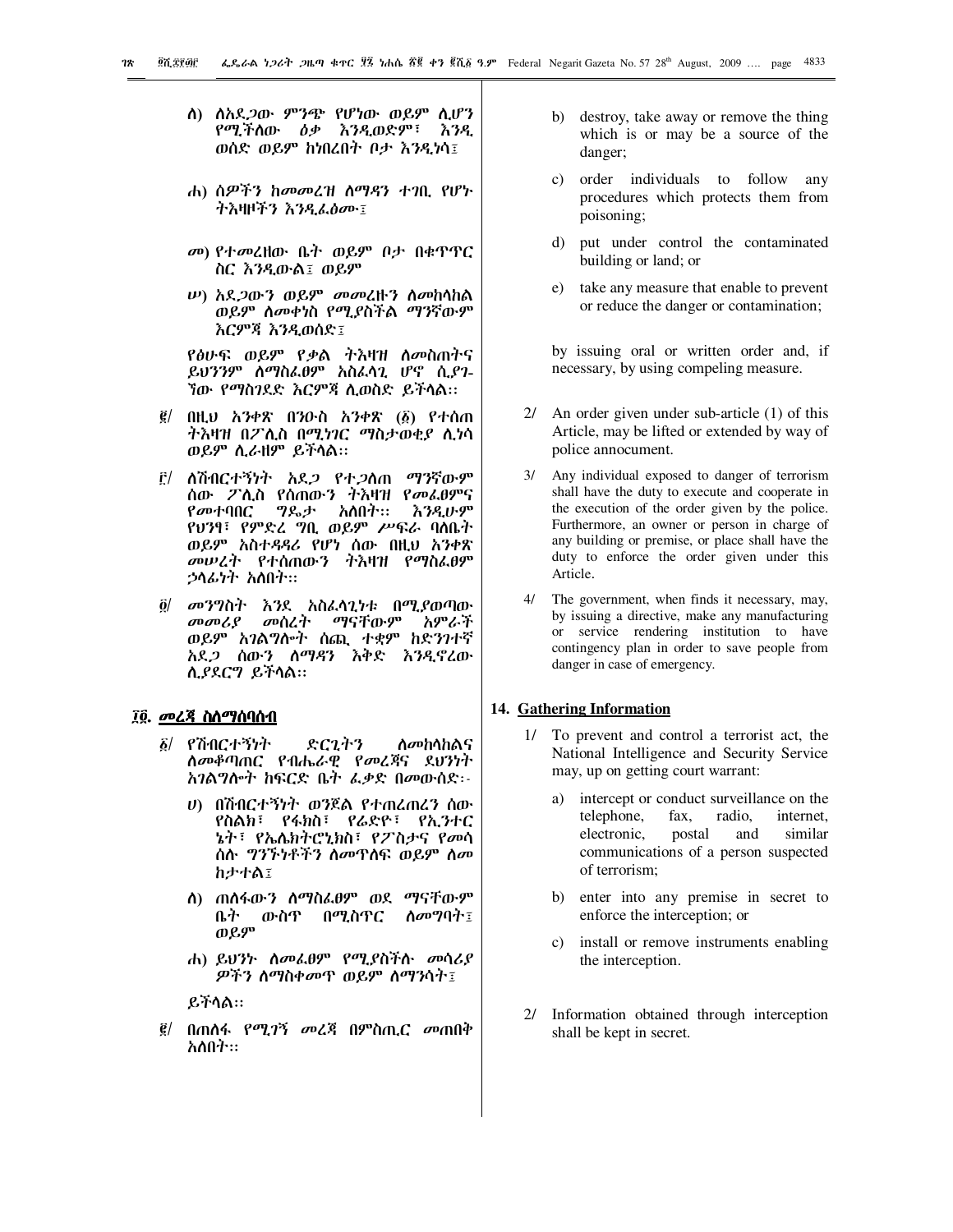ለ) ለአደጋው ምንጭ የሆነው ወይም ሊሆን የሚችለው ዕቃ እንዲወድም፣ እንዲ ወሰድ ወይም ከነበረበት ቦታ እንዲነሳ፤

ሐ) ሰዎችን ከመመረዝ ለማዳን ተገቢ የሆኑ ትእዛዞችን እንዲፈፅሙ፤

መ) የተመረዘው ቤት ወይም ቦታ በቁጥጥር ስር እንዲውል፤ ወይም

ሠ) አደጋውን ወይም መመረዙን ለመከላከል ወይም ለመቀነስ የሚያስችል ማንኛውም እርምጃ እንዲወሰድ፤

የፅሁፍ ወይም የቃል ትእዛዝ ለመስጠትና ይህንንም ለማስፈፀም አስፈላጊ ሆኖ ሲያገ- ኘው የማስገደድ እርምጃ ሊወስድ ይችላል፡፡

፪/ በዚህ አንቀጽ በንዑስ አንቀጽ (፩) የተሰጠ ትእዛዝ በፖሊስ በሚነገር ማስታወቂያ ሊነሳ ወይም ሊራዘም ይችላል፡፡

፫/ ለሽብርተኝነት አደጋ የተጋለጠ ማንኛውም ሰው ፖሊስ የሰጠውን ትእዛዝ የመፈፀምና የመተባበር ግዴታ አለበት፡፡ እንዲሁም የህንፃ፣ የምድረ ግቢ ወይም ሥፍራ ባለቤት ወይም አስተዳዳሪ የሆነ ሰው በዚህ አንቀጽ መሠረት የተሰጠውን ትእዛዝ የማስፈፀም ኃላፊነት አለበት፡፡

፬/ መንግስት እንደ አስፈላጊነቱ በሚያወጣው መመሪያ መሰረት ማናቸውም አምራች ወይም አገልግሎት ሰጪ ተቋም ከድንገተኛ አደጋ ሰውን ለማዳን እቅድ እንዲኖረው ሊያደርግ ይችላል፡፡

## ፲፬. መረጃ ስለማሰባሰብ

፩/ የሽብርተኝነት ድርጊትን ለመከላከልና ለመቆጣጠር የብሔራዊ የመረጃና ደህንነት አገልግሎት ከፍርድ ቤት ፈቃድ በመውሰድ፡-

ሀ) በሽብርተኝነት ወንጀል የተጠረጠረን ሰው የስልክ፣ የፋክስ፣ የሬድዮ፣ የኢንተር ኔት፣ የኤሌክትሮኒክስ፣ የፖስታና የመሳ ሰሉ ግንኙነቶችን ለመጥለፍ ወይም ለመ ከታተል፤

ለ) ጠለፋውን ለማስፈፀም ወደ ማናቸውም ቤት ውስጥ በሚስጥር ለመግባት፤ ወይም

ሐ) ይህንኑ ለመፈፀም የሚያስችሉ መሳሪያ ዎችን ለማስቀመጥ ወይም ለማንሳት፤

ይችላል፡፡

፪/ በጠለፋ የሚገኝ መረጃ በምስጢር መጠበቅ አለበት፡፡

b) destroy, take away or remove the thing which is or may be a source of the danger;

c) order individuals to follow any procedures which protects them from poisoning;

d) put under control the contaminated building or land; or

e) take any measure that enable to prevent or reduce the danger or contamination;

by issuing oral or written order and, if necessary, by using compeling measure.

2/ An order given under sub-article (1) of this Article, may be lifted or extended by way of police annocument.

3/ Any individual exposed to danger of terrorism shall have the duty to execute and cooperate in the execution of the order given by the police. Furthermore, an owner or person in charge of any building or premise, or place shall have the duty to enforce the order given under this Article.

4/ The government, when finds it necessary, may, by issuing a directive, make any manufacturing or service rendering institution to have contingency plan in order to save people from danger in case of emergency.

## 14. Gathering Information

1/ To prevent and control a terrorist act, the National Intelligence and Security Service may, up on getting court warrant:

a) intercept or conduct surveillance on the telephone, fax, radio, internet, electronic, postal and similar communications of a person suspected of terrorism;

b) enter into any premise in secret to enforce the interception; or

c) install or remove instruments enabling the interception.

2/ Information obtained through interception shall be kept in secret.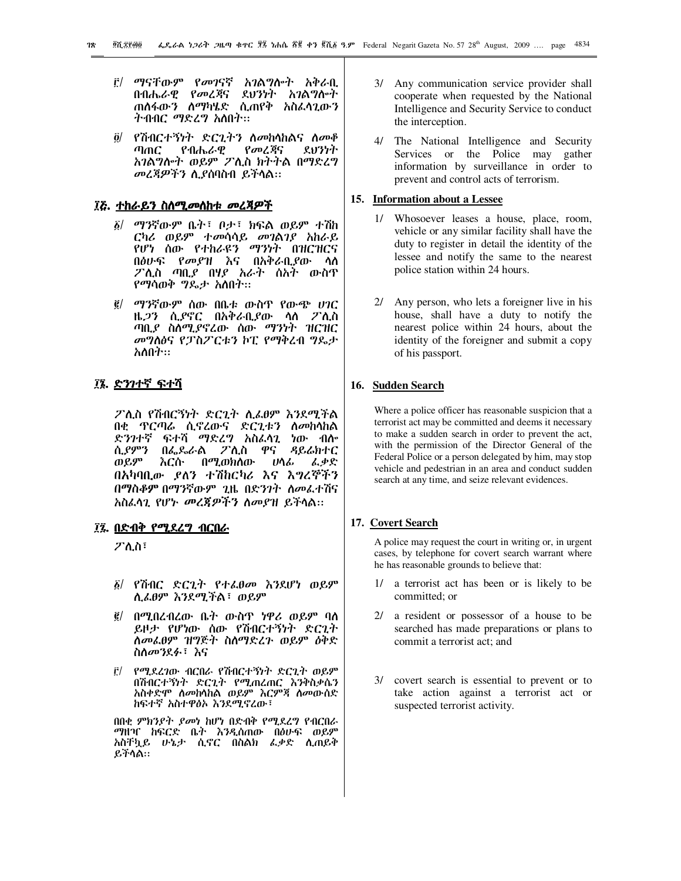፫/ ማናቸውም የመገናኛ አገልግሎት አቅራቢ በብሔራዊ የመረጃና ደህንነት አገልግሎት ጠለፋውን ለማካሄድ ሲጠየቅ አስፈላጊውን ትብብር ማድረግ አለበት፡፡

፬/ የሽብርተኝነት ድርጊትን ለመከላከልና ለመቆጣጠር የብሔራዊ የመረጃና ደህንነት አገልግሎት ወይም ፖሊስ ክትትል በማድረግ መረጃዎችን ሊያሰባስብ ይችላል፡፡

## ፲፭. ተከራይን ስለሚመለከቱ መረጃዎች

፩/ ማንኛውም ቤት፣ ቦታ፣ ክፍል ወይም ተሽከርካሪ ወይም ተመሳሳይ መገልገያ አከራይ የሆነ ሰው የተከራዩን ማንነት በዝርዝርና በፅሁፍ የመያዝ እና በአቅራቢያው ላለ ፖሊስ ጣቢያ በሃያ አራት ሰአት ውስጥ የማሳወቅ ግዴታ አለበት፡፡

፪/ ማንኛውም ሰው በቤቱ ውስጥ የውጭ ሀገር ዜጋን ሲያኖር በአቅራቢያው ላለ ፖሊስ ጣቢያ ስለሚያኖረው ሰው ማንነት ዝርዝር መግለፅና የፓስፖርቱን ኮፒ የማቅረብ ግዴታ አለበት፡፡

## ፲፮. ድንገተኛ ፍተሻ

ፖሊስ የሽብርኝነት ድርጊት ሊፈፀም እንደሚችል በቂ ጥርጣሬ ሲኖረውና ድርጊቱን ለመከላከል ድንገተኛ ፍተሻ ማድረግ አስፈላጊ ነው ብሎ ሲያምን በፌዴራል ፖሊስ ዋና ዳይሬክተር ወይም እርሱ በሚወክለው ሀላፊ ፈቃድ በአካባቢው ያለን ተሽከርካሪ እና እግረኞችን በማስቆም በማንኛውም ጊዜ በድንገት ለመፈተሽና አስፈላጊ የሆኑ መረጃዎችን ለመያዝ ይችላል፡፡

## ፲፯. በድብቅ የሚደረግ ብርበራ

ፖሊስ፣

፩/ የሽብር ድርጊት የተፈፀመ እንደሆነ ወይም ሊፈፀም እንደሚችል፣ ወይም

፪/ በሚበረብረው ቤት ውስጥ ነዋሪ ወይም ባለ ይዞታ የሆነው ሰው የሽብርተኝነት ድርጊት ለመፈፀም ዝግጅት ስለማድረጉ ወይም ዕቅድ ስለመንደፉ፣ እና

፫/ የሚደረገው ብርበራ የሽብርተኝነት ድርጊት ወይም በሽብርተኝነት ድርጊት የሚጠረጠር እንቅስቃሴን አስቀድሞ ለመከላከል ወይም እርምጃ ለመውሰድ ከፍተኛ አስተዋፅኦ እንደሚኖረው፣

በበቂ ምክንያት ያመነ ከሆነ በድብቅ የሚደረግ የብርበራ ማዘዣ ከፍርድ ቤት እንዲሰጠው በፅሁፍ ወይም አስቸኳይ ሁኔታ ሲኖር በስልክ ፈቃድ ሊጠይቅ ይችላል፡፡

3/ Any communication service provider shall cooperate when requested by the National Intelligence and Security Service to conduct the interception.

4/ The National Intelligence and Security Services or the Police may gather information by surveillance in order to prevent and control acts of terrorism.

## 15. Information about a Lessee

1/ Whosoever leases a house, place, room, vehicle or any similar facility shall have the duty to register in detail the identity of the lessee and notify the same to the nearest police station within 24 hours.

2/ Any person, who lets a foreigner live in his house, shall have a duty to notify the nearest police within 24 hours, about the identity of the foreigner and submit a copy of his passport.

## 16. Sudden Search

Where a police officer has reasonable suspicion that a terrorist act may be committed and deems it necessary to make a sudden search in order to prevent the act, with the permission of the Director General of the Federal Police or a person delegated by him, may stop vehicle and pedestrian in an area and conduct sudden search at any time, and seize relevant evidences.

## 17. Covert Search

A police may request the court in writing or, in urgent cases, by telephone for covert search warrant where he has reasonable grounds to believe that:

1/ a terrorist act has been or is likely to be committed; or

2/ a resident or possessor of a house to be searched has made preparations or plans to commit a terrorist act; and

3/ covert search is essential to prevent or to take action against a terrorist act or suspected terrorist activity.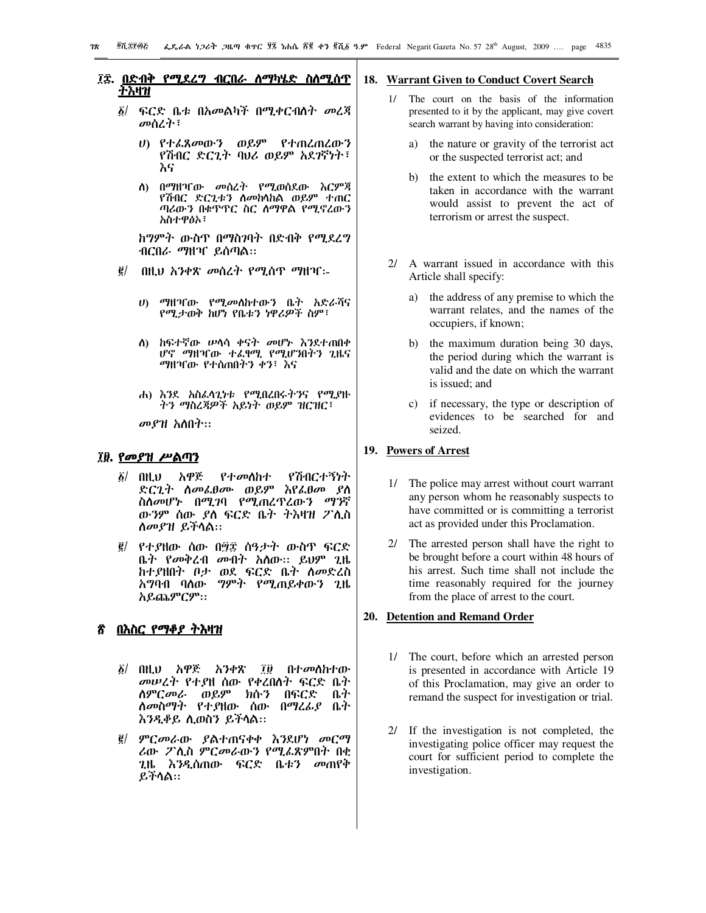## ፲፰. በድብቅ የሚደረግ ብርበራ ለማካሄድ ስለሚሰጥ ትእዛዝ

፩/ ፍርድ ቤቱ በአመልካች በሚቀርብለት መረጃ መሰረት፣

ሀ) የተፈጸመውን ወይም የተጠረጠረውን የሽብር ድርጊት ባህሪ ወይም አደገኛነት፣ እና

ለ) በማዘዣው መሰረት የሚወሰደው እርምጃ የሽብር ድርጊቱን ለመከላከል ወይም ተጠርጣሪውን በቁጥጥር ስር ለማዋል የሚኖረውን አስተዋፅኦ፣

ከግምት ውስጥ በማስገባት በድብቅ የሚደረግ ብርበራ ማዘዣ ይሰጣል።

፪/ በዚህ አንቀጽ መሰረት የሚሰጥ ማዘዣ፦

ሀ) ማዘዣው የሚመለከተውን ቤት አድራሻና የሚታወቅ ከሆነ የቤቱን ነዋሪዎች ስም፣

ለ) ከፍተኛው ሠላሳ ቀናት መሆኑ እንደተጠበቀ ሆኖ ማዘዣው ተፈፃሚ የሚሆንበትን ጊዜና ማዘዣው የተሰጠበትን ቀን፣ እና

ሐ) እንደ አስፈላጊነቱ የሚበረበሩትንና የሚያዙትን ማስረጃዎች አይነት ወይም ዝርዝር፣

መያዝ አለበት።

## ፲፱. የመያዝ ሥልጣን

፩/ በዚህ አዋጅ የተመለከተ የሽብርተኝነት ድርጊት ስለመፈፀሙ ወይም እየፈፀመ ያለ ስለመሆኑ በሚገባ የሚጠረጥረውን ማንኛውንም ሰው ያለ ፍርድ ቤት ትእዛዝ ፖሊስ ለመያዝ ይችላል።

፪/ የተያዘው ሰው በ፵፰ ሰዓታት ውስጥ ፍርድ ቤት የመቅረብ መብት አለው። ይህም ጊዜ ከተያዘበት ቦታ ወደ ፍርድ ቤት ለመድረስ አግባብ ባለው ግምት የሚጠይቀውን ጊዜ አይጨምርም።

## ፳ በእስር የማቆያ ትእዛዝ

፩/ በዚህ አዋጅ አንቀጽ ፲፱ በተመለከተው መሠረት የተያዘ ሰው የቀረበለት ፍርድ ቤት ለምርመራ ወይም ክሱን በፍርድ ቤት ለመስማት የተያዘው ሰው በማረፊያ ቤት እንዲቆይ ሊወስን ይችላል።

፪/ ምርመራው ያልተጠናቀቀ እንደሆነ መርማሪው ፖሊስ ምርመራውን የሚፈጽምበት በቂ ጊዜ እንዲሰጠው ፍርድ ቤቱን መጠየቅ ይችላል።

## 18. Warrant Given to Conduct Covert Search

1/ The court on the basis of the information presented to it by the applicant, may give covert search warrant by having into consideration:

a) the nature or gravity of the terrorist act or the suspected terrorist act; and

b) the extent to which the measures to be taken in accordance with the warrant would assist to prevent the act of terrorism or arrest the suspect.

2/ A warrant issued in accordance with this Article shall specify:

a) the address of any premise to which the warrant relates, and the names of the occupiers, if known;

b) the maximum duration being 30 days, the period during which the warrant is valid and the date on which the warrant is issued; and

c) if necessary, the type or description of evidences to be searched for and seized.

## 19. Powers of Arrest

1/ The police may arrest without court warrant any person whom he reasonably suspects to have committed or is committing a terrorist act as provided under this Proclamation.

2/ The arrested person shall have the right to be brought before a court within 48 hours of his arrest. Such time shall not include the time reasonably required for the journey from the place of arrest to the court.

## 20. Detention and Remand Order

1/ The court, before which an arrested person is presented in accordance with Article 19 of this Proclamation, may give an order to remand the suspect for investigation or trial.

2/ If the investigation is not completed, the investigating police officer may request the court for sufficient period to complete the investigation.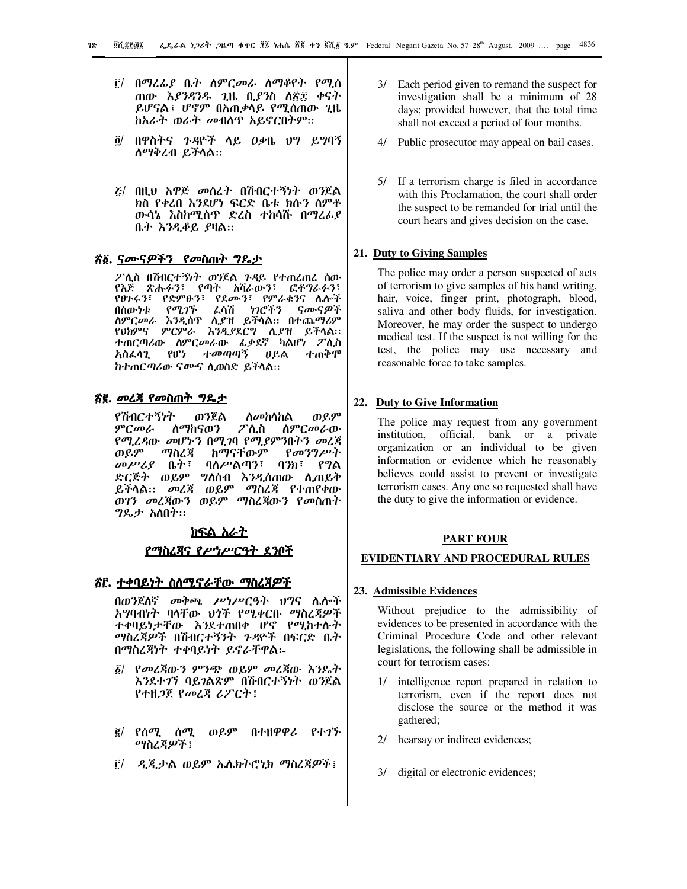፫/ በማረፊያ ቤት ለምርመራ ለማቆየት የሚሰ ጠው እያንዳንዱ ጊዜ ቢያንስ ለ፳፰ ቀናት ይሆናል፤ ሆኖም በአጠቃላይ የሚሰጠው ጊዜ ከአራት ወራት መብለጥ አይኖርበትም፡፡

፬/ በዋስትና ጉዳዮች ላይ ዐቃቤ ህግ ይግባኝ ለማቅረብ ይችላል፡፡

፭/ በዚህ አዋጅ መሰረት በሽብርተኝነት ወንጀል ክስ የቀረበ እንደሆነ ፍርድ ቤቱ ክሱን ሰምቶ ውሳኔ እስከሚሰጥ ድረስ ተከሳሹ በማረፊያ ቤት እንዲቆይ ያዛል፡፡

## ፳፩. ናሙናዎችን የመስጠት ግዴታ

ፖሊስ በሽብርተኝነት ወንጀል ጉዳይ የተጠረጠረ ሰው የእጅ ጽሑፉን፣ የጣት አሻራውን፣ ፎቶግራፉን፣ የፀጉሩን፣ የድምፁን፣ የደሙን፣ የምራቁንና ሌሎች በሰውነቱ የሚገኙ ፈሳሽ ነገሮችን ናሙናዎች ለምርመራ እንዲሰጥ ሊያዝ ይችላል፡፡ በተጨማሪም የህክምና ምርምራ እንዲያደርግ ሊያዝ ይችላል፡፡ ተጠርጣሪው ለምርመራው ፈቃደኛ ካልሆነ ፖሊስ አስፈላጊ የሆነ ተመጣጣኝ ሀይል ተጠቅሞ ከተጠርጣሪው ናሙና ሊወስድ ይችላል፡፡

## ፳፪. መረጃ የመስጠት ግዴታ

የሽብርተኝነት ወንጀል ለመከላከል ወይም ምርመራ ለማከናወን ፖሊስ ለምርመራው የሚረዳው መሆኑን በሚገባ የሚያምንበትን መረጃ ወይም ማስረጃ ከማናቸውም የመንግሥት መሥሪያ ቤት፣ ባለሥልጣን፣ ባንክ፣ የግል ድርጅት ወይም ግለሰብ እንዲሰጠው ሊጠይቅ ይችላል፡፡ መረጃ ወይም ማስረጃ የተጠየቀው ወገን መረጃውን ወይም ማስረጃውን የመስጠት ግዴታ አለበት፡፡

## ክፍል አራት

## የማስረጃና የሥነሥርዓት ደንቦች

## ፳፫. ተቀባይነት ስለሚኖራቸው ማስረጃዎች

በወንጀለኛ መቅጫ ሥነሥርዓት ህግና ሌሎች አግባብነት ባላቸው ህጎች የሚቀርቡ ማስረጃዎች ተቀባይነታቸው እንደተጠበቀ ሆኖ የሚከተሉት ማስረጃዎች በሽብርተኝነት ጉዳዮች በፍርድ ቤት በማስረጃነት ተቀባይነት ይኖራቸዋል፡-

፩/ የመረጃውን ምንጭ ወይም መረጃው እንዴት እንደተገኘ ባይገልጽም በሽብርተኝነት ወንጀል የተዘጋጀ የመረጃ ሪፖርት፤

፪/ የሰሚ ሰሚ ወይም በተዘዋዋሪ የተገኙ ማስረጃዎች፤

፫/ ዲጂታል ወይም ኤሌክትሮኒክ ማስረጃዎች፤

3/ Each period given to remand the suspect for investigation shall be a minimum of 28 days; provided however, that the total time shall not exceed a period of four months.

4/ Public prosecutor may appeal on bail cases.

5/ If a terrorism charge is filed in accordance with this Proclamation, the court shall order the suspect to be remanded for trial until the court hears and gives decision on the case.

## 21. Duty to Giving Samples

The police may order a person suspected of acts of terrorism to give samples of his hand writing, hair, voice, finger print, photograph, blood, saliva and other body fluids, for investigation. Moreover, he may order the suspect to undergo medical test. If the suspect is not willing for the test, the police may use necessary and reasonable force to take samples.

## 22. Duty to Give Information

The police may request from any government institution, official, bank or a private organization or an individual to be given information or evidence which he reasonably believes could assist to prevent or investigate terrorism cases. Any one so requested shall have the duty to give the information or evidence.

## PART FOUR

## EVIDENTIARY AND PROCEDURAL RULES

## 23. Admissible Evidences

Without prejudice to the admissibility of evidences to be presented in accordance with the Criminal Procedure Code and other relevant legislations, the following shall be admissible in court for terrorism cases:

1/ intelligence report prepared in relation to terrorism, even if the report does not disclose the source or the method it was gathered;

2/ hearsay or indirect evidences;

3/ digital or electronic evidences;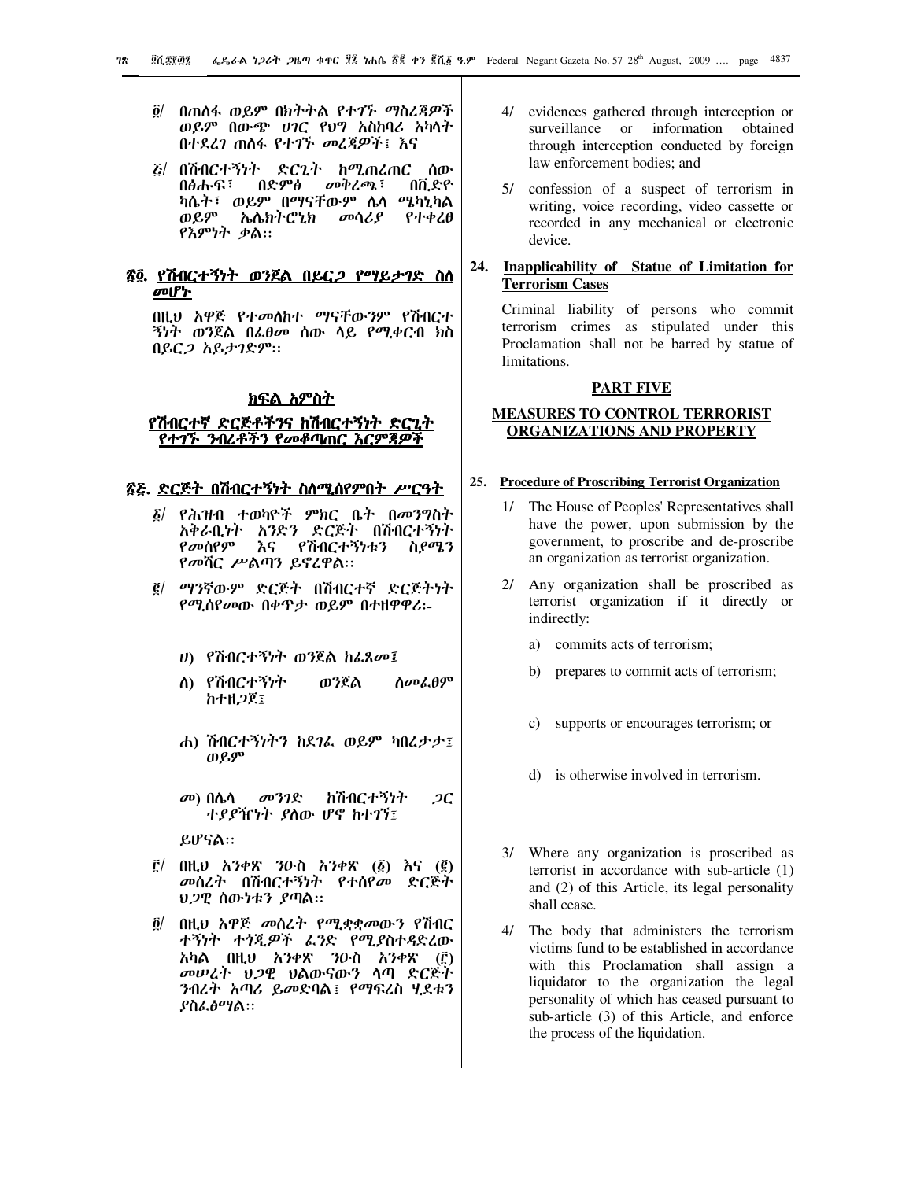፬/ በጠለፋ ወይም በክትትል የተገኙ ማስረጃዎች ወይም በውጭ ሀገር የህግ አስከባሪ አካላት በተደረገ ጠለፋ የተገኙ መረጃዎች፣ እና

፭/ በሽብርተኝነት ድርጊት ከሚጠረጠር ሰው በፅሑፍ፣ በድምፅ መቅረጫ፣ በቪድዮ ካሴት፣ ወይም በማናቸውም ሌላ ሜካኒካል ወይም ኤሌክትሮኒክ መሳሪያ የተቀረፀ የእምነት ቃል፡፡

## ፳፬. የሽብርተኝነት ወንጀል በይርጋ የማይታገድ ስለ መሆኑ

በዚህ አዋጅ የተመለከተ ማናቸውም የሽብርተኝነት ወንጀል በፈፀመ ሰው ላይ የሚቀርብ ክስ በይርጋ አይታገድም፡፡

## ክፍል አምስት

## የሽብርተኛ ድርጅቶችንና ከሽብርተኝነት ድርጊት የተገኙ ንብረቶችን የመቆጣጠር እርምጃዎች

## ፳፭. ድርጅት በሽብርተኝነት ስለሚሰየምበት ሥርዓት

፩/ የሕዝብ ተወካዮች ምክር ቤት በመንግስት አቅራቢነት አንድን ድርጅት በሽብርተኝነት የመሰየም እና የሽብርተኝነቱን ስያሜን የመሻር ሥልጣን ይኖረዋል፡፡

፪/ ማንኛውም ድርጅት በሽብርተኛ ድርጅትነት የሚሰየመው በቀጥታ ወይም በተዘዋዋሪ፡-

ሀ) የሽብርተኝነት ወንጀል ከፈጸመ፤

ለ) የሽብርተኝነት ወንጀል ለመፈፀም ከተዘጋጀ፤

ሐ) ሽብርተኝነትን ከደገፈ ወይም ካበረታታ፤ ወይም

መ) በሌላ መንገድ ከሽብርተኝነት ጋር ተያያዥነት ያለው ሆኖ ከተገኘ፤

ይሆናል፡፡

፫/ በዚህ አንቀጽ ንዑስ አንቀጽ (፩) እና (፪) መሰረት በሽብርተኝነት የተሰየመ ድርጅት ህጋዊ ሰውነቱን ያጣል፡፡

፬/ በዚህ አዋጅ መሰረት የሚቋቋመውን የሽብር ተኝነት ተጎጂዎች ፈንድ የሚያስተዳድረው አካል በዚህ አንቀጽ ንዑስ አንቀጽ (፫) መሠረት ህጋዊ ህልውናውን ላጣ ድርጅት ንብረት አጣሪ ይመድባል፤ የማፍረስ ሂደቱን ያስፈፅማል፡፡

4/ evidences gathered through interception or surveillance or information obtained through interception conducted by foreign law enforcement bodies; and

5/ confession of a suspect of terrorism in writing, voice recording, video cassette or recorded in any mechanical or electronic device.

## 24. Inapplicability of Statue of Limitation for Terrorism Cases

Criminal liability of persons who commit terrorism crimes as stipulated under this Proclamation shall not be barred by statue of limitations.

## PART FIVE

## MEASURES TO CONTROL TERRORIST ORGANIZATIONS AND PROPERTY

## 25. Procedure of Proscribing Terrorist Organization

1/ The House of Peoples' Representatives shall have the power, upon submission by the government, to proscribe and de-proscribe an organization as terrorist organization.

2/ Any organization shall be proscribed as terrorist organization if it directly or indirectly:

a) commits acts of terrorism;

b) prepares to commit acts of terrorism;

c) supports or encourages terrorism; or

d) is otherwise involved in terrorism.

3/ Where any organization is proscribed as terrorist in accordance with sub-article (1) and (2) of this Article, its legal personality shall cease.

4/ The body that administers the terrorism victims fund to be established in accordance with this Proclamation shall assign a liquidator to the organization the legal personality of which has ceased pursuant to sub-article (3) of this Article, and enforce the process of the liquidation.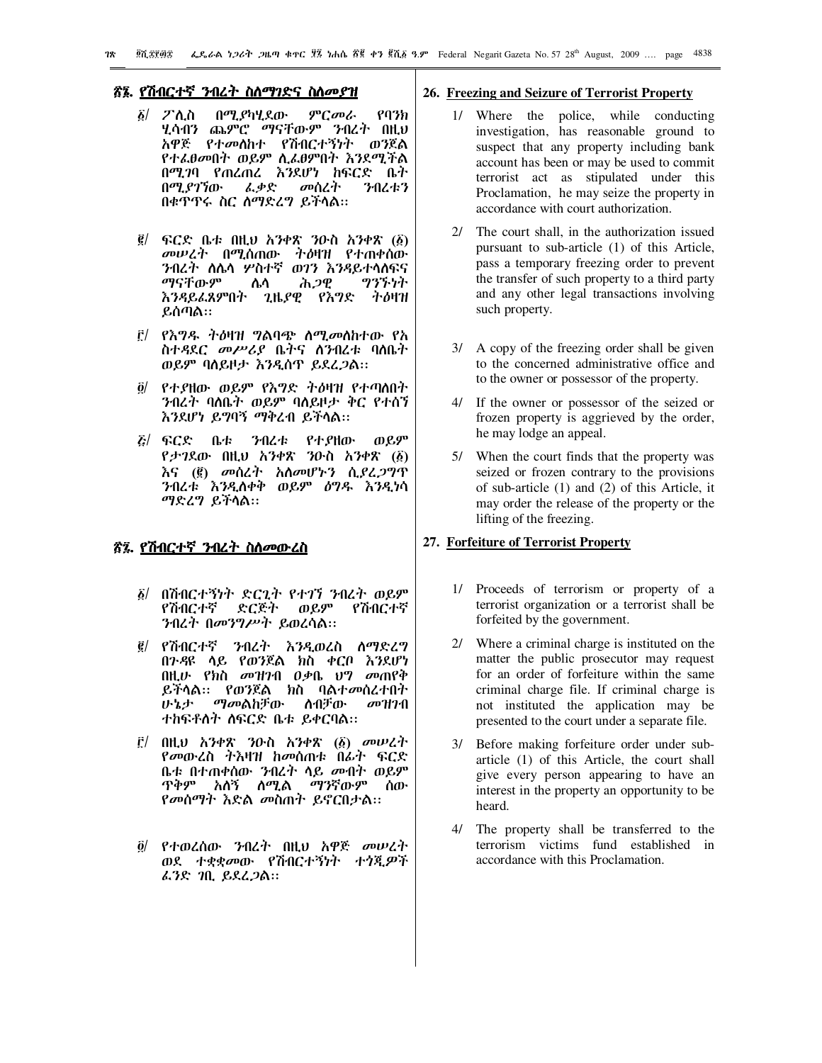## ፳፮. የሽብርተኛ ንብረት ስለማገድና ስለመያዝ

፩/ ፖሊስ በሚያካሂደው ምርመራ የባንክ ሂሳብን ጨምሮ ማናቸውም ንብረት በዚህ አዋጅ የተመለከተ የሽብርተኝነት ወንጀል የተፈፀመበት ወይም ሊፈፀምበት እንደሚችል በሚገባ የጠረጠረ እንደሆነ ከፍርድ ቤት በሚያገኘው ፈቃድ መሰረት ንብረቱን በቁጥጥሩ ስር ለማድረግ ይችላል።

፪/ ፍርድ ቤቱ በዚህ አንቀጽ ንዑስ አንቀጽ (፩) መሠረት በሚሰጠው ትዕዛዝ የተጠቀሰው ንብረት ለሌላ ሦስተኛ ወገን እንዳይተላለፍና ማናቸውም ሌላ ሕጋዊ ግንኙነት እንዳይፈጸምበት ጊዜያዊ የእግድ ትዕዛዝ ይሰጣል።

፫/ የእግዱ ትዕዛዝ ግልባጭ ለሚመለከተው የአስተዳደር መሥሪያ ቤትና ለንብረቱ ባለቤት ወይም ባለይዞታ እንዲደርስ ይደረጋል።

፬/ የተያዘው ወይም የእግድ ትዕዛዝ የተጣለበት ንብረት ባለቤት ወይም ባለይዞታ ቅር የተሰኘ እንደሆነ ይግባኝ ማቅረብ ይችላል።

፭/ ፍርድ ቤቱ ንብረቱ የተያዘው ወይም የታገደው በዚህ አንቀጽ ንዑስ አንቀጽ (፩) እና (፪) መሰረት አለመሆኑን ሲያረጋግጥ ንብረቱ እንዲለቀቅ ወይም ዕግዱ እንዲነሳ ማድረግ ይችላል።

## ፳፯. የሽብርተኛ ንብረት ስለመውረስ

፩/ በሽብርተኝነት ድርጊት የተገኘ ንብረት ወይም የሽብርተኛ ድርጅት ወይም የሽብርተኛ ንብረት በመንግሥት ይወረሳል።

፪/ የሽብርተኛ ንብረት እንዲወረስ ለማድረግ በጉዳዩ ላይ የወንጀል ክስ ቀርቦ እንደሆነ በዚሁ የክስ መዝገብ ዐቃቤ ህግ መጠየቅ ይችላል። የወንጀል ክስ ባልተመሰረተበት ሁኔታ ማመልከቻው ለብቻው መዝገብ ተከፍቶለት ለፍርድ ቤቱ ይቀርባል።

፫/ በዚህ አንቀጽ ንዑስ አንቀጽ (፩) መሠረት የመውረስ ትእዛዝ ከመስጠቱ በፊት ፍርድ ቤቱ በተጠቀሰው ንብረት ላይ መብት ወይም ጥቅም አለኝ ለሚል ማንኛውም ሰው የመሰማት እድል መስጠት ይኖርበታል።

፬/ የተወረሰው ንብረት በዚህ አዋጅ መሠረት ወደ ተቋቋመው የሽብርተኝነት ተጎጂዎች ፈንድ ገቢ ይደረጋል።

## 26. Freezing and Seizure of Terrorist Property

1/ Where the police, while conducting investigation, has reasonable ground to suspect that any property including bank account has been or may be used to commit terrorist act as stipulated under this Proclamation, he may seize the property in accordance with court authorization.

2/ The court shall, in the authorization issued pursuant to sub-article (1) of this Article, pass a temporary freezing order to prevent the transfer of such property to a third party and any other legal transactions involving such property.

3/ A copy of the freezing order shall be given to the concerned administrative office and to the owner or possessor of the property.

4/ If the owner or possessor of the seized or frozen property is aggrieved by the order, he may lodge an appeal.

5/ When the court finds that the property was seized or frozen contrary to the provisions of sub-article (1) and (2) of this Article, it may order the release of the property or the lifting of the freezing.

## 27. Forfeiture of Terrorist Property

1/ Proceeds of terrorism or property of a terrorist organization or a terrorist shall be forfeited by the government.

2/ Where a criminal charge is instituted on the matter the public prosecutor may request for an order of forfeiture within the same criminal charge file. If criminal charge is not instituted the application may be presented to the court under a separate file.

3/ Before making forfeiture order under sub-article (1) of this Article, the court shall give every person appearing to have an interest in the property an opportunity to be heard.

4/ The property shall be transferred to the terrorism victims fund established in accordance with this Proclamation.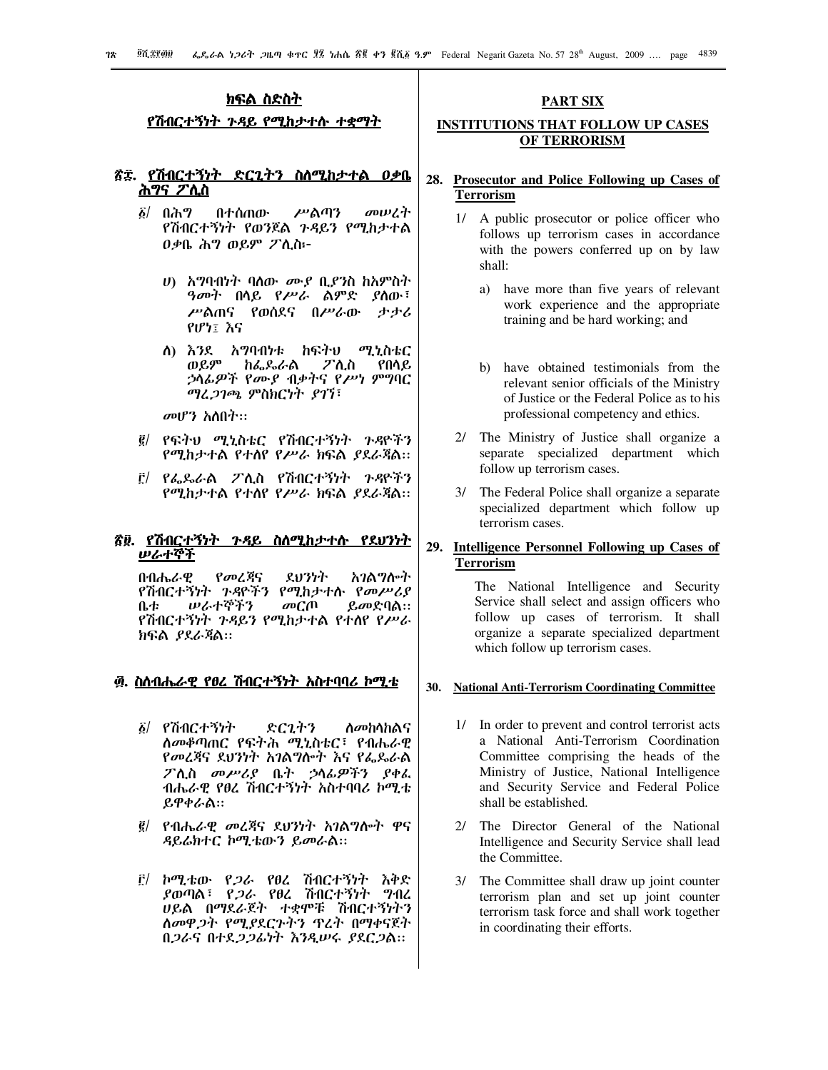## ክፍል ስድስት

## የሽብርተኝነት ጉዳይ የሚከታተሉ ተቋማት

### ፳፰. የሽብርተኝነት ድርጊትን ስለሚከታተል ዐቃቤ ሕግና ፖሊስ

፩/ በሕግ በተሰጠው ሥልጣን መሠረት የሽብርተኝነት የወንጀል ጉዳይን የሚከታተል ዐቃቤ ሕግ ወይም ፖሊስ፦

ሀ) አግባብነት ባለው ሙያ ቢያንስ ከአምስት ዓመት በላይ የሥራ ልምድ ያለው፣ ሥልጠና የወሰደና በሥራው ታታሪ የሆነ፤ እና

ለ) እንደ አግባብነቱ ከፍትህ ሚኒስቴር ወይም ከፌዴራል ፖሊስ የበላይ ኃላፊዎች የሙያ ብቃትና የሥነ ምግባር ማረጋገጫ ምስክርነት ያገኘ፣

መሆን አለበት፡፡

፪/ የፍትህ ሚኒስቴር የሽብርተኝነት ጉዳዮችን የሚከታተል የተለየ የሥራ ክፍል ያደራጃል፡፡

፫/ የፌዴራል ፖሊስ የሽብርተኝነት ጉዳዮችን የሚከታተል የተለየ የሥራ ክፍል ያደራጃል፡፡

### ፳፱. የሽብርተኝነት ጉዳይ ስለሚከታተሉ የደህንነት ሠራተኞች

በብሔራዊ የመረጃና ደህንነት አገልግሎት የሽብርተኝነት ጉዳዮችን የሚከታተሉ የመሥሪያ ቤቱ ሠራተኞችን መርጦ ይመድባል፡፡ የሽብርተኝነት ጉዳይን የሚከታተል የተለየ የሥራ ክፍል ያደራጃል፡፡

### ፴. ስለብሔራዊ የፀረ ሽብርተኝነት አስተባባሪ ኮሚቴ

፩/ የሽብርተኝነት ድርጊትን ለመከላከልና ለመቆጣጠር የፍትሕ ሚኒስቴር፣ የብሔራዊ የመረጃና ደህንነት አገልግሎት እና የፌዴራል ፖሊስ መሥሪያ ቤት ኃላፊዎችን ያቀፈ ብሔራዊ የፀረ ሽብርተኝነት አስተባባሪ ኮሚቴ ይዋቀራል፡፡

፪/ የብሔራዊ መረጃና ደህንነት አገልግሎት ዋና ዳይሬክተር ኮሚቴውን ይመራል፡፡

፫/ ኮሚቴው የጋራ የፀረ ሽብርተኝነት እቅድ ያወጣል፣ የጋራ የፀረ ሽብርተኝነት ግብረ ሀይል በማደራጀት ተቋሞቹ ሽብርተኝነትን ለመዋጋት የሚያደርጉትን ጥረት በማቀናጀት በጋራና በተደጋጋፊነት እንዲሠሩ ያደርጋል፡፡

## PART SIX

## INSTITUTIONS THAT FOLLOW UP CASES OF TERRORISM

### 28. Prosecutor and Police Following up Cases of Terrorism

1/ A public prosecutor or police officer who follows up terrorism cases in accordance with the powers conferred up on by law shall:

a) have more than five years of relevant work experience and the appropriate training and be hard working; and

b) have obtained testimonials from the relevant senior officials of the Ministry of Justice or the Federal Police as to his professional competency and ethics.

2/ The Ministry of Justice shall organize a separate specialized department which follow up terrorism cases.

3/ The Federal Police shall organize a separate specialized department which follow up terrorism cases.

### 29. Intelligence Personnel Following up Cases of Terrorism

The National Intelligence and Security Service shall select and assign officers who follow up cases of terrorism. It shall organize a separate specialized department which follow up terrorism cases.

### 30. National Anti-Terrorism Coordinating Committee

1/ In order to prevent and control terrorist acts a National Anti-Terrorism Coordination Committee comprising the heads of the Ministry of Justice, National Intelligence and Security Service and Federal Police shall be established.

2/ The Director General of the National Intelligence and Security Service shall lead the Committee.

3/ The Committee shall draw up joint counter terrorism plan and set up joint counter terrorism task force and shall work together in coordinating their efforts.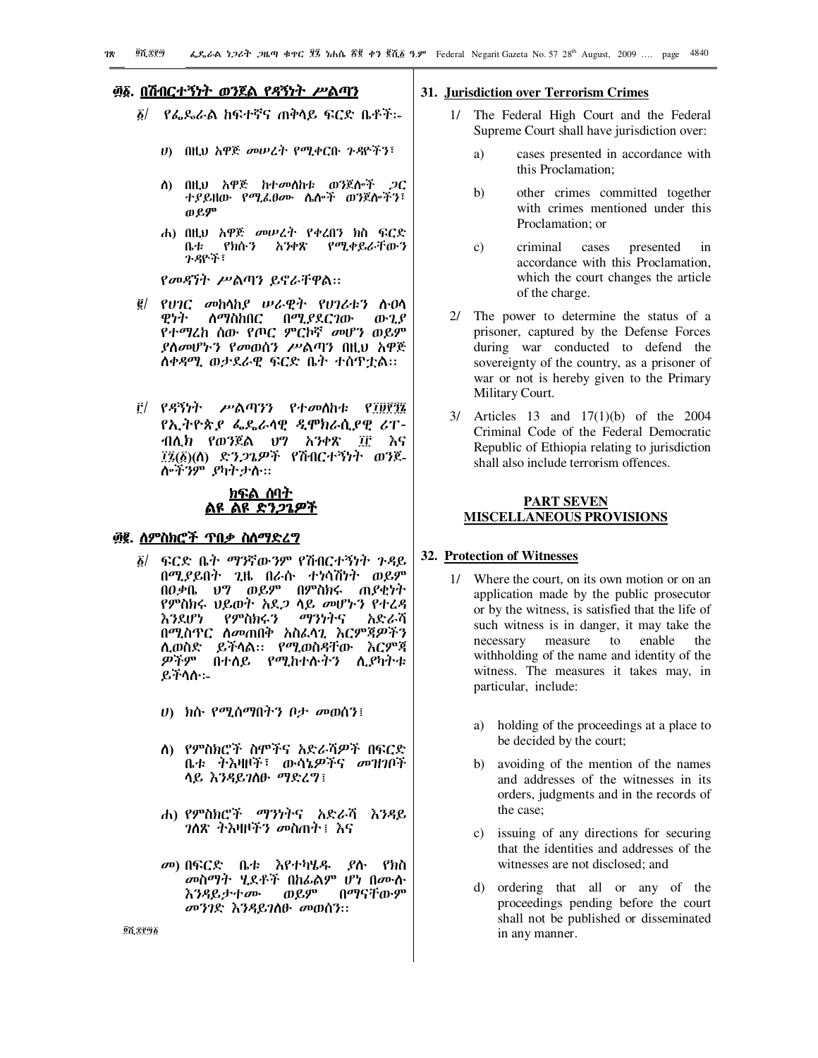## ፴፩. በሽብርተኝነት ወንጀል የዳኝነት ሥልጣን

፩/ የፌዴራል ከፍተኛና ጠቅላይ ፍርድ ቤቶች፦

ሀ) በዚህ አዋጅ መሠረት የሚቀርቡ ጉዳዮችን፣

ለ) በዚህ አዋጅ ከተመለከቱ ወንጀሎች ጋር ተያይዘው የሚፈፀሙ ሌሎች ወንጀሎችን፣ ወይም

ሐ) በዚህ አዋጅ መሠረት የቀረበን ክስ ፍርድ ቤቱ የክሱን አንቀጽ የሚቀይራቸውን ጉዳዮች፣

የመዳኘት ሥልጣን ይኖራቸዋል፡፡

፪/ የሀገር መከላከያ ሠራዊት የሀገሪቱን ሉዐላዊነት ለማስከበር በሚያደርገው ውጊያ የተማረከ ሰው የጦር ምርኮኛ መሆን ወይም ያለመሆኑን የመወሰን ሥልጣን በዚህ አዋጅ ለቀዳሚ ወታደራዊ ፍርድ ቤት ተሰጥቷል፡፡

፫/ የዳኝነት ሥልጣንን የተመለከቱ የ፲፱፻፺፯ የኢትዮጵያ ፌዴራላዊ ዲሞክራሲያዊ ሪፐብሊክ የወንጀል ህግ አንቀጽ ፲፫ እና ፲፯(፩)(ለ) ድንጋጌዎች የሽብርተኝነት ወንጀሎችንም ያካትታሉ፡፡

## ክፍል ሰባት
## ልዩ ልዩ ድንጋጌዎች

## ፴፪. ለምስክሮች ጥበቃ ስለማድረግ

፩/ ፍርድ ቤት ማንኛውንም የሽብርተኝነት ጉዳይ በሚያይበት ጊዜ በራሱ ተነሳሽነት ወይም በዐቃቤ ህግ ወይም በምስክሩ ጠያቂነት የምስክሩ ህይወት አደጋ ላይ መሆኑን የተረዳ እንደሆነ የምስክሩን ማንነትና አድራሻ በሚስጥር ለመጠበቅ አስፈላጊ እርምጃዎችን ሊወስድ ይችላል፡፡ የሚወስዳቸው እርምጃዎችም በተለይ የሚከተሉትን ሊያካትቱ ይችላሉ፦

ሀ) ክሱ የሚሰማበትን ቦታ መወሰን፤

ለ) የምስክሮች ስሞችና አድራሻዎች በፍርድ ቤቱ ትእዛዞች፣ ውሳኔዎችና መዝገቦች ላይ እንዳይገለፁ ማድረግ፤

ሐ) የምስክሮች ማንነትና አድራሻ እንዳይገለጽ ትእዛዞችን መስጠት፤ እና

መ) በፍርድ ቤቱ እየተካሄዱ ያሉ የክስ መስማት ሂደቶች በከፊልም ሆነ በሙሉ እንዳይታተሙ ወይም በማናቸውም መንገድ እንዳይገለፁ መወሰን፡፡

## 31. Jurisdiction over Terrorism Crimes

1/ The Federal High Court and the Federal Supreme Court shall have jurisdiction over:

a) cases presented in accordance with this Proclamation;

b) other crimes committed together with crimes mentioned under this Proclamation; or

c) criminal cases presented in accordance with this Proclamation, which the court changes the article of the charge.

2/ The power to determine the status of a prisoner, captured by the Defense Forces during war conducted to defend the sovereignty of the country, as a prisoner of war or not is hereby given to the Primary Military Court.

3/ Articles 13 and 17(1)(b) of the 2004 Criminal Code of the Federal Democratic Republic of Ethiopia relating to jurisdiction shall also include terrorism offences.

## PART SEVEN
## MISCELLANEOUS PROVISIONS

## 32. Protection of Witnesses

1/ Where the court, on its own motion or on an application made by the public prosecutor or by the witness, is satisfied that the life of such witness is in danger, it may take the necessary measure to enable the withholding of the name and identity of the witness. The measures it takes may, in particular, include:

a) holding of the proceedings at a place to be decided by the court;

b) avoiding of the mention of the names and addresses of the witnesses in its orders, judgments and in the records of the case;

c) issuing of any directions for securing that the identities and addresses of the witnesses are not disclosed; and

d) ordering that all or any of the proceedings pending before the court shall not be published or disseminated in any manner.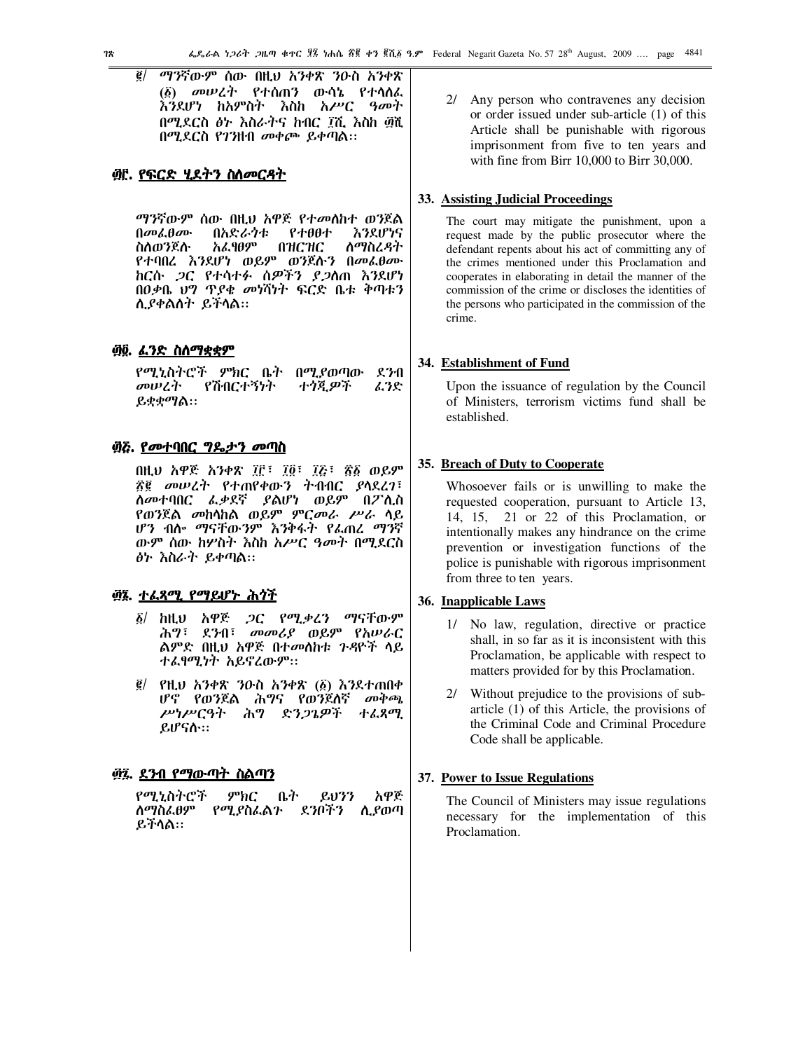፪/ ማንኛውም ሰው በዚህ አንቀጽ ንዑስ አንቀጽ (፩) መሠረት የተሰጠን ውሳኔ የተላለፈ እንደሆነ ከአምስት እስከ አሥር ዓመት በሚደርስ ፅኑ እስራትና ከብር ፲ሺ እስከ ፴ሺ በሚደርስ የገንዘብ መቀጮ ይቀጣል፡፡

2/ Any person who contravenes any decision or order issued under sub-article (1) of this Article shall be punishable with rigorous imprisonment from five to ten years and with fine from Birr 10,000 to Birr 30,000.

## ፴፫. የፍርድ ሂደትን ስለመርዳት

ማንኛውም ሰው በዚህ አዋጅ የተመለከተ ወንጀል በመፈፀሙ በአድራጎቱ የተፀፀተ እንደሆነና ስለወንጀሉ አፈፃፀም በዝርዝር ለማስረዳት የተባበረ እንደሆነ ወይም ወንጀሉን በመፈፀሙ ከርሱ ጋር የተሳተፉ ሰዎችን ያጋለጠ እንደሆነ በዐቃቤ ህግ ጥያቄ መነሻነት ፍርድ ቤቱ ቅጣቱን ሊያቀልለት ይችላል፡፡

## 33. Assisting Judicial Proceedings

The court may mitigate the punishment, upon a request made by the public prosecutor where the defendant repents about his act of committing any of the crimes mentioned under this Proclamation and cooperates in elaborating in detail the manner of the commission of the crime or discloses the identities of the persons who participated in the commission of the crime.

## ፴፬. ፈንድ ስለማቋቋም

የሚኒስትሮች ምክር ቤት በሚያወጣው ደንብ መሠረት የሽብርተኝነት ተጎጂዎች ፈንድ ይቋቋማል፡፡

## 34. Establishment of Fund

Upon the issuance of regulation by the Council of Ministers, terrorism victims fund shall be established.

## ፴፭. የመተባበር ግዴታን መጣስ

በዚህ አዋጅ አንቀጽ ፲፫፣ ፲፬፣ ፲፭፣ ፳፩ ወይም ፳፪ መሠረት የተጠየቀውን ትብብር ያላደረገ፣ ለመተባበር ፈቃደኛ ያልሆነ ወይም በፖሊስ የወንጀል መከላከል ወይም ምርመራ ሥራ ላይ ሆን ብሎ ማናቸውንም እንቅፋት የፈጠረ ማንኛውም ሰው ከሦስት እስከ አሥር ዓመት በሚደርስ ፅኑ እስራት ይቀጣል፡፡

## 35. Breach of Duty to Cooperate

Whosoever fails or is unwilling to make the requested cooperation, pursuant to Article 13, 14, 15, 21 or 22 of this Proclamation, or intentionally makes any hindrance on the crime prevention or investigation functions of the police is punishable with rigorous imprisonment from three to ten years.

## ፴፮. ተፈጻሚ የማይሆኑ ሕጎች

፩/ ከዚህ አዋጅ ጋር የሚቃረን ማናቸውም ሕግ፣ ደንብ፣ መመሪያ ወይም የአሠራር ልምድ በዚህ አዋጅ በተመለከቱ ጉዳዮች ላይ ተፈፃሚነት አይኖረውም፡፡

፪/ የዚህ አንቀጽ ንዑስ አንቀጽ (፩) እንደተጠበቀ ሆኖ የወንጀል ሕግና የወንጀለኛ መቅጫ ሥነሥርዓት ሕግ ድንጋጌዎች ተፈጻሚ ይሆናሉ፡፡

## 36. Inapplicable Laws

1/ No law, regulation, directive or practice shall, in so far as it is inconsistent with this Proclamation, be applicable with respect to matters provided for by this Proclamation.

2/ Without prejudice to the provisions of sub-article (1) of this Article, the provisions of the Criminal Code and Criminal Procedure Code shall be applicable.

## ፴፯. ደንብ የማውጣት ስልጣን

የሚኒስትሮች ምክር ቤት ይህንን አዋጅ ለማስፈፀም የሚያስፈልጉ ደንቦችን ሊያወጣ ይችላል፡፡

## 37. Power to Issue Regulations

The Council of Ministers may issue regulations necessary for the implementation of this Proclamation.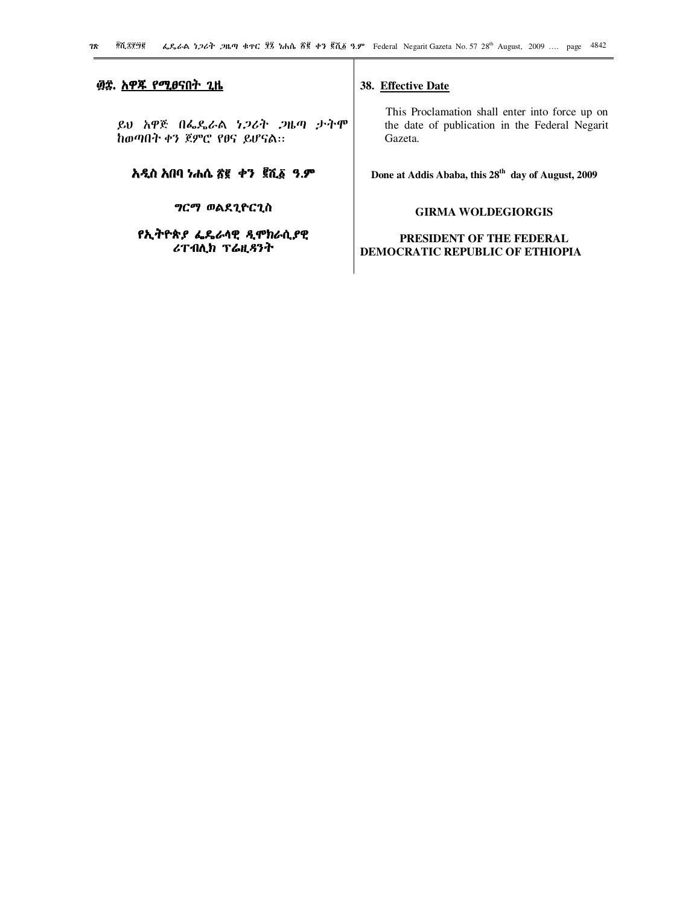## ፴፰. አዋጁ የሚፀናበት ጊዜ

ይህ አዋጅ በፌዴራል ነጋሪት ጋዜጣ ታትሞ ከወጣበት ቀን ጀምሮ የፀና ይሆናል፡፡

**አዲስ አበባ ነሐሴ ፳፪ ቀን ፪ሺ፩ ዓ.ም**

**ግርማ ወልደጊዮርጊስ**

**የኢትዮጵያ ፌዴራላዊ ዲሞክራሲያዊ ሪፐብሊክ ፕሬዚዳንት**

## 38. Effective Date

This Proclamation shall enter into force up on the date of publication in the Federal Negarit Gazeta.

**Done at Addis Ababa, this 28th day of August, 2009**

**GIRMA WOLDEGIORGIS**

**PRESIDENT OF THE FEDERAL DEMOCRATIC REPUBLIC OF ETHIOPIA**